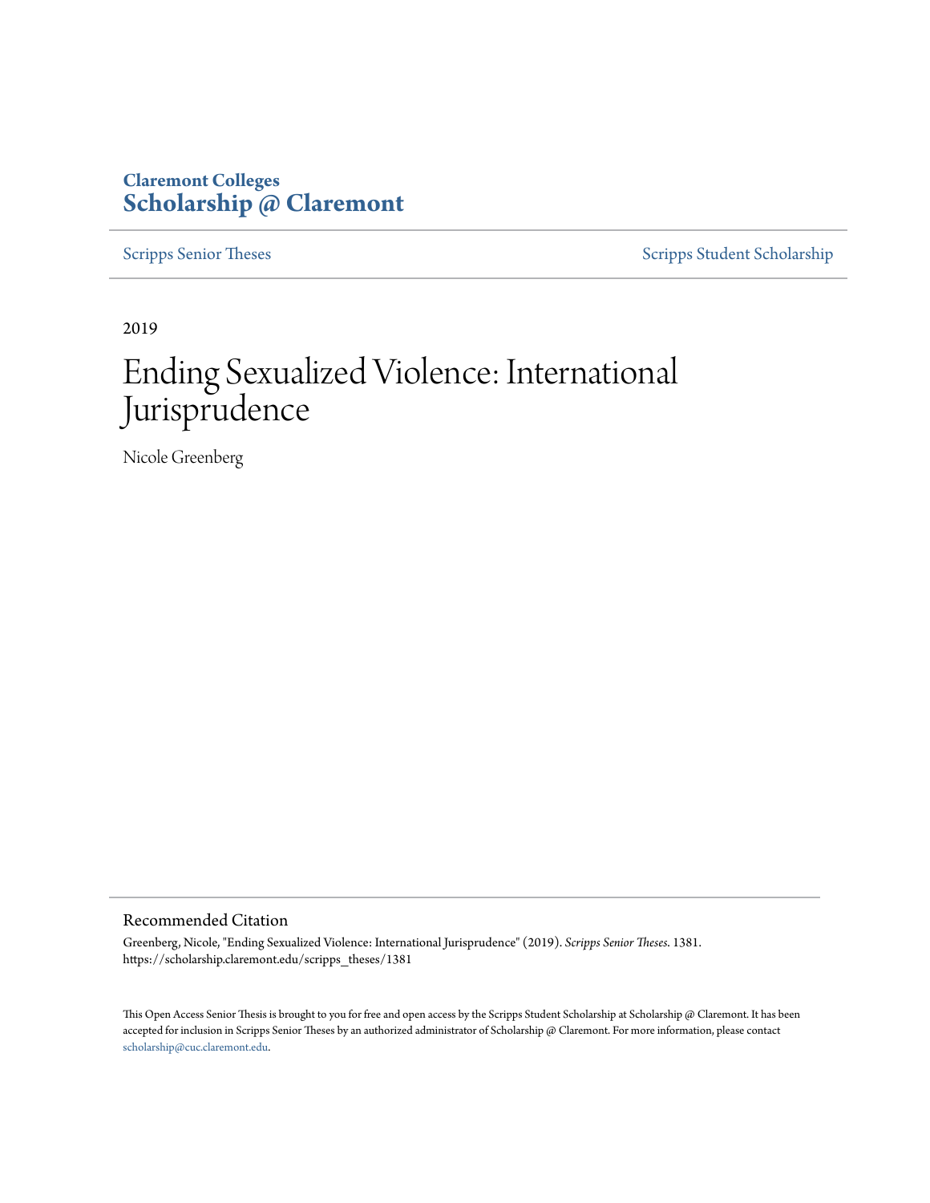Claremont Colleges
**Scholarship @ Claremont**

Scripps Senior Theses | Scripps Student Scholarship

2019

# Ending Sexualized Violence: International Jurisprudence

Nicole Greenberg

## Recommended Citation

Greenberg, Nicole, "Ending Sexualized Violence: International Jurisprudence" (2019). *Scripps Senior Theses*. 1381.
https://scholarship.claremont.edu/scripps_theses/1381

This Open Access Senior Thesis is brought to you for free and open access by the Scripps Student Scholarship at Scholarship @ Claremont. It has been accepted for inclusion in Scripps Senior Theses by an authorized administrator of Scholarship @ Claremont. For more information, please contact scholarship@cuc.claremont.edu.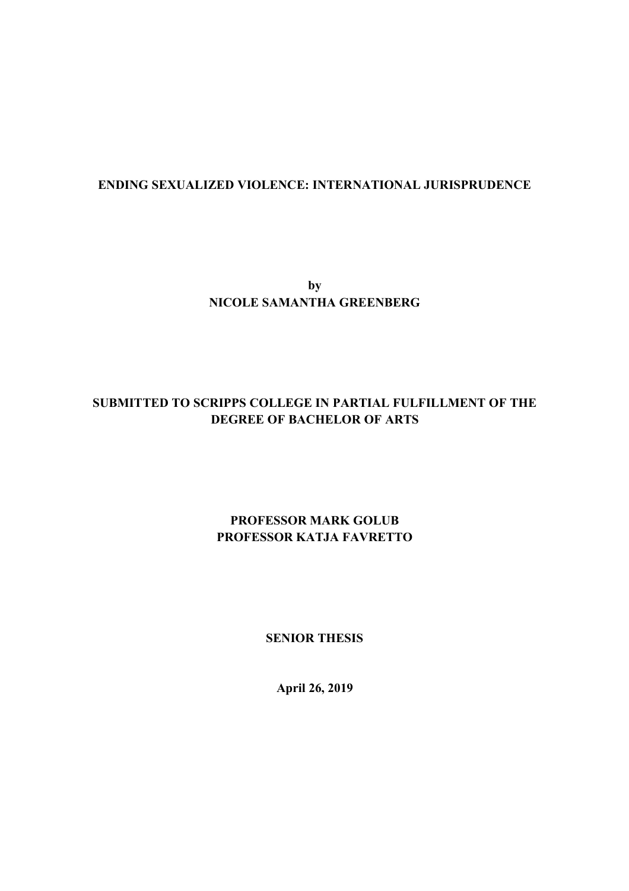# ENDING SEXUALIZED VIOLENCE: INTERNATIONAL JURISPRUDENCE

**by**
**NICOLE SAMANTHA GREENBERG**

**SUBMITTED TO SCRIPPS COLLEGE IN PARTIAL FULFILLMENT OF THE DEGREE OF BACHELOR OF ARTS**

**PROFESSOR MARK GOLUB**
**PROFESSOR KATJA FAVRETTO**

**SENIOR THESIS**

**April 26, 2019**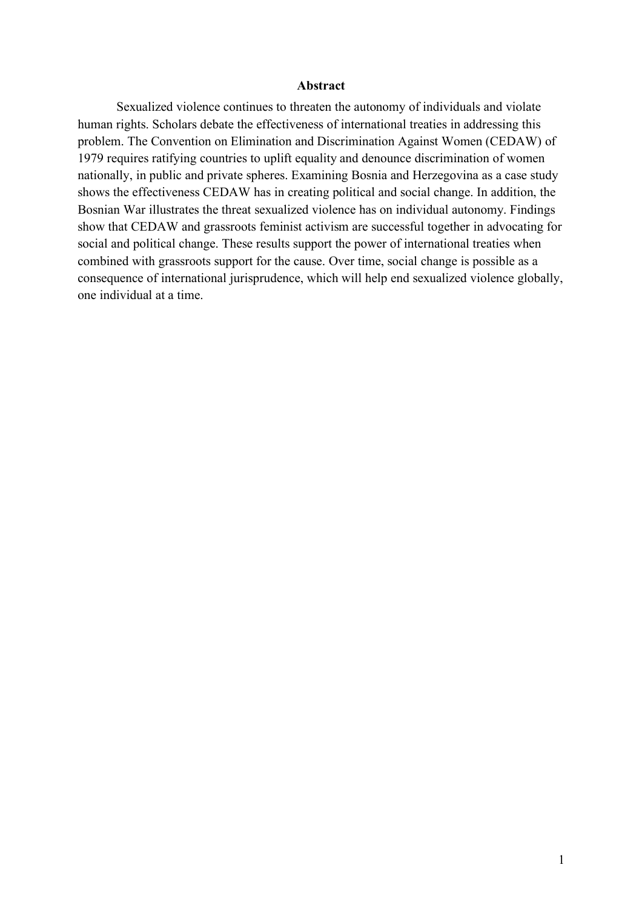# Abstract

Sexualized violence continues to threaten the autonomy of individuals and violate human rights. Scholars debate the effectiveness of international treaties in addressing this problem. The Convention on Elimination and Discrimination Against Women (CEDAW) of 1979 requires ratifying countries to uplift equality and denounce discrimination of women nationally, in public and private spheres. Examining Bosnia and Herzegovina as a case study shows the effectiveness CEDAW has in creating political and social change. In addition, the Bosnian War illustrates the threat sexualized violence has on individual autonomy. Findings show that CEDAW and grassroots feminist activism are successful together in advocating for social and political change. These results support the power of international treaties when combined with grassroots support for the cause. Over time, social change is possible as a consequence of international jurisprudence, which will help end sexualized violence globally, one individual at a time.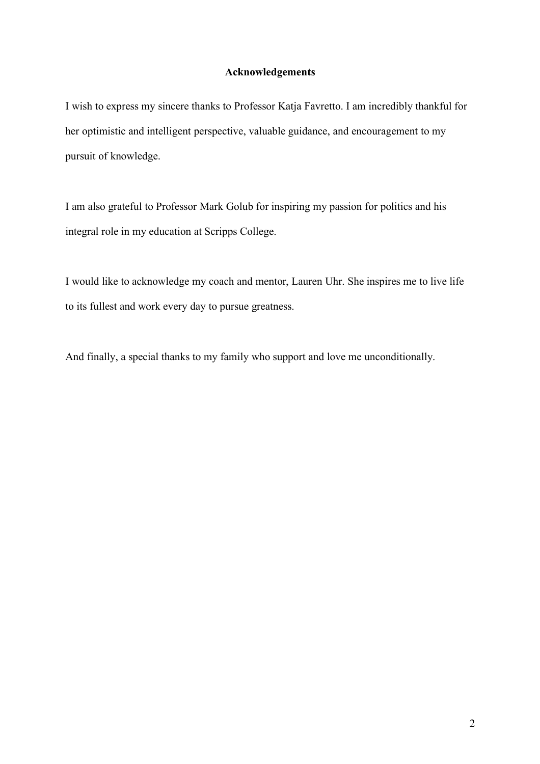## Acknowledgements

I wish to express my sincere thanks to Professor Katja Favretto. I am incredibly thankful for her optimistic and intelligent perspective, valuable guidance, and encouragement to my pursuit of knowledge.

I am also grateful to Professor Mark Golub for inspiring my passion for politics and his integral role in my education at Scripps College.

I would like to acknowledge my coach and mentor, Lauren Uhr. She inspires me to live life to its fullest and work every day to pursue greatness.

And finally, a special thanks to my family who support and love me unconditionally.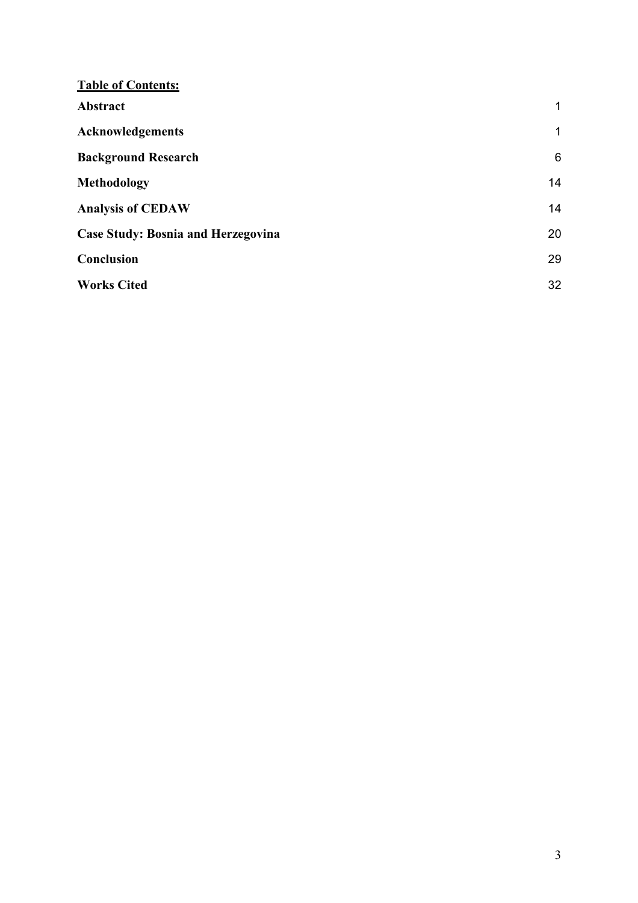**Table of Contents:**

| | |
|---|---|
| **Abstract** | 1 |
| **Acknowledgements** | 1 |
| **Background Research** | 6 |
| **Methodology** | 14 |
| **Analysis of CEDAW** | 14 |
| **Case Study: Bosnia and Herzegovina** | 20 |
| **Conclusion** | 29 |
| **Works Cited** | 32 |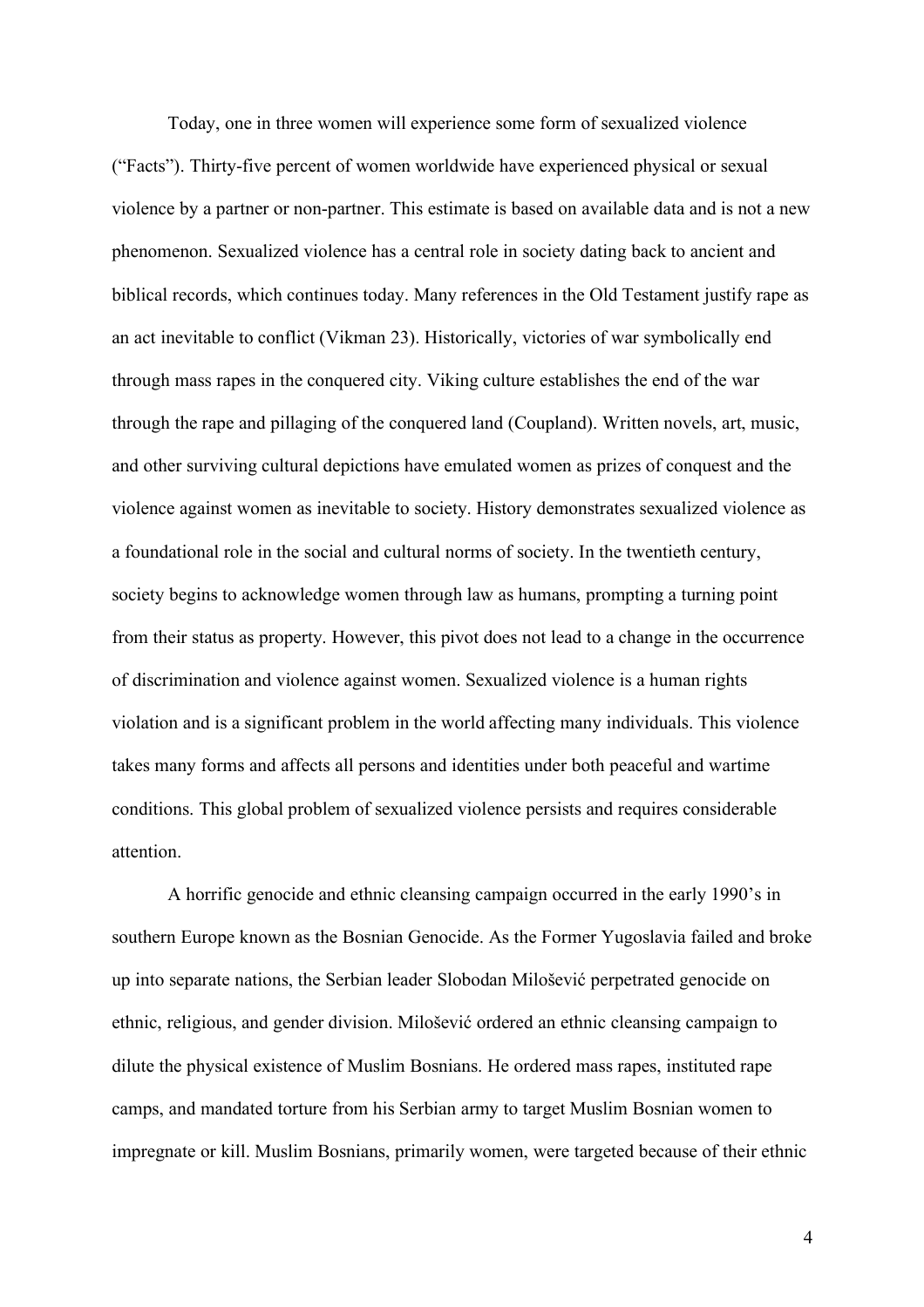Today, one in three women will experience some form of sexualized violence ("Facts"). Thirty-five percent of women worldwide have experienced physical or sexual violence by a partner or non-partner. This estimate is based on available data and is not a new phenomenon. Sexualized violence has a central role in society dating back to ancient and biblical records, which continues today. Many references in the Old Testament justify rape as an act inevitable to conflict (Vikman 23). Historically, victories of war symbolically end through mass rapes in the conquered city. Viking culture establishes the end of the war through the rape and pillaging of the conquered land (Coupland). Written novels, art, music, and other surviving cultural depictions have emulated women as prizes of conquest and the violence against women as inevitable to society. History demonstrates sexualized violence as a foundational role in the social and cultural norms of society. In the twentieth century, society begins to acknowledge women through law as humans, prompting a turning point from their status as property. However, this pivot does not lead to a change in the occurrence of discrimination and violence against women. Sexualized violence is a human rights violation and is a significant problem in the world affecting many individuals. This violence takes many forms and affects all persons and identities under both peaceful and wartime conditions. This global problem of sexualized violence persists and requires considerable attention.

A horrific genocide and ethnic cleansing campaign occurred in the early 1990's in southern Europe known as the Bosnian Genocide. As the Former Yugoslavia failed and broke up into separate nations, the Serbian leader Slobodan Milošević perpetrated genocide on ethnic, religious, and gender division. Milošević ordered an ethnic cleansing campaign to dilute the physical existence of Muslim Bosnians. He ordered mass rapes, instituted rape camps, and mandated torture from his Serbian army to target Muslim Bosnian women to impregnate or kill. Muslim Bosnians, primarily women, were targeted because of their ethnic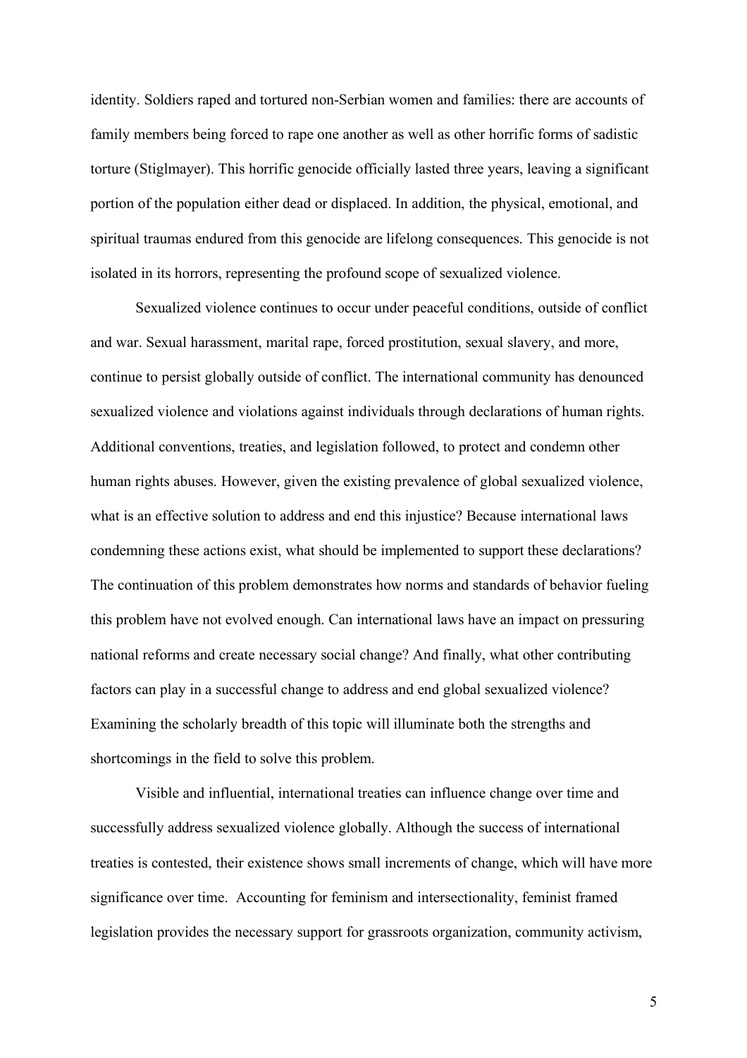identity. Soldiers raped and tortured non-Serbian women and families: there are accounts of family members being forced to rape one another as well as other horrific forms of sadistic torture (Stiglmayer). This horrific genocide officially lasted three years, leaving a significant portion of the population either dead or displaced. In addition, the physical, emotional, and spiritual traumas endured from this genocide are lifelong consequences. This genocide is not isolated in its horrors, representing the profound scope of sexualized violence.

Sexualized violence continues to occur under peaceful conditions, outside of conflict and war. Sexual harassment, marital rape, forced prostitution, sexual slavery, and more, continue to persist globally outside of conflict. The international community has denounced sexualized violence and violations against individuals through declarations of human rights. Additional conventions, treaties, and legislation followed, to protect and condemn other human rights abuses. However, given the existing prevalence of global sexualized violence, what is an effective solution to address and end this injustice? Because international laws condemning these actions exist, what should be implemented to support these declarations? The continuation of this problem demonstrates how norms and standards of behavior fueling this problem have not evolved enough. Can international laws have an impact on pressuring national reforms and create necessary social change? And finally, what other contributing factors can play in a successful change to address and end global sexualized violence? Examining the scholarly breadth of this topic will illuminate both the strengths and shortcomings in the field to solve this problem.

Visible and influential, international treaties can influence change over time and successfully address sexualized violence globally. Although the success of international treaties is contested, their existence shows small increments of change, which will have more significance over time. Accounting for feminism and intersectionality, feminist framed legislation provides the necessary support for grassroots organization, community activism,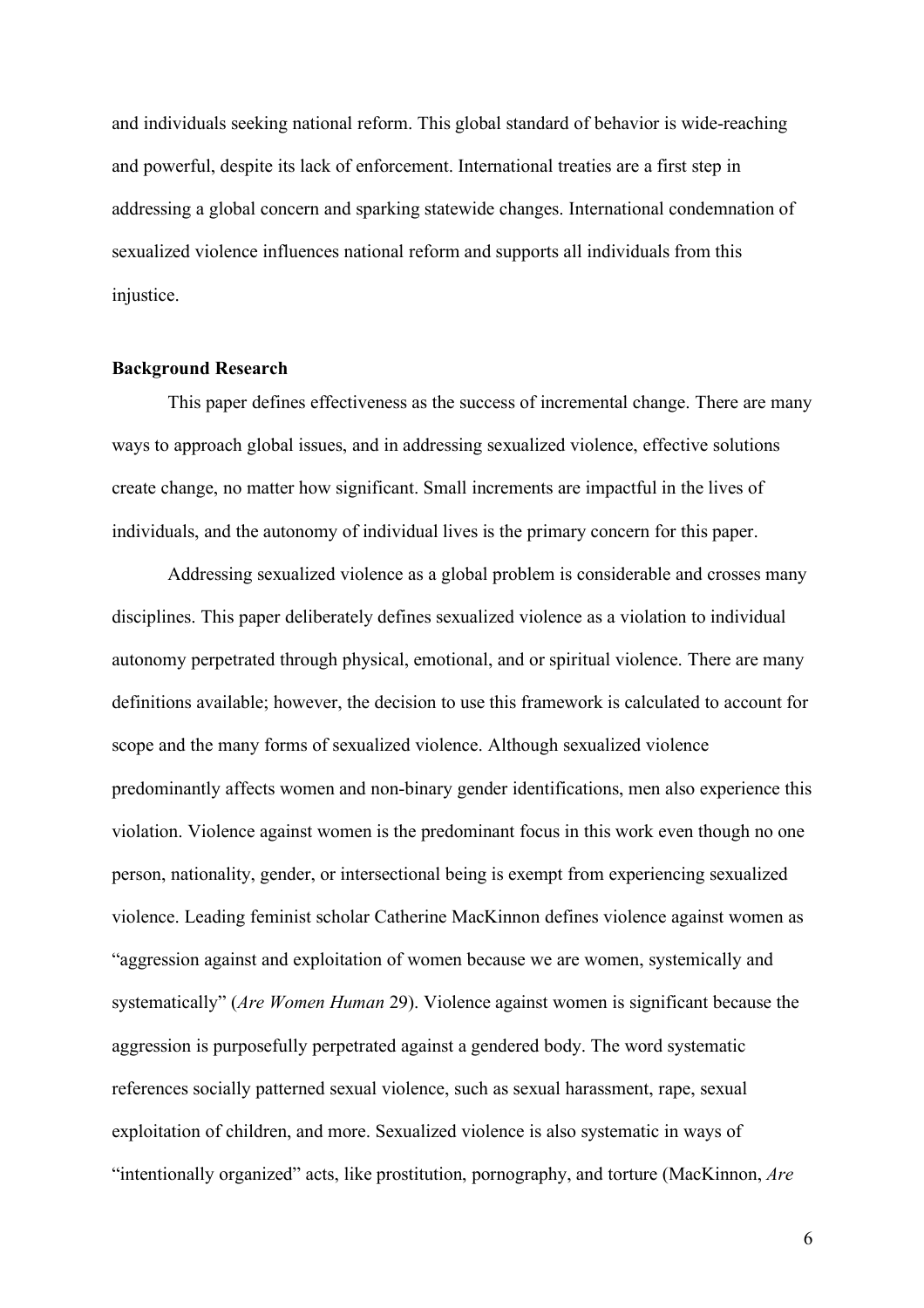and individuals seeking national reform. This global standard of behavior is wide-reaching and powerful, despite its lack of enforcement. International treaties are a first step in addressing a global concern and sparking statewide changes. International condemnation of sexualized violence influences national reform and supports all individuals from this injustice.

**Background Research**

This paper defines effectiveness as the success of incremental change. There are many ways to approach global issues, and in addressing sexualized violence, effective solutions create change, no matter how significant. Small increments are impactful in the lives of individuals, and the autonomy of individual lives is the primary concern for this paper.

Addressing sexualized violence as a global problem is considerable and crosses many disciplines. This paper deliberately defines sexualized violence as a violation to individual autonomy perpetrated through physical, emotional, and or spiritual violence. There are many definitions available; however, the decision to use this framework is calculated to account for scope and the many forms of sexualized violence. Although sexualized violence predominantly affects women and non-binary gender identifications, men also experience this violation. Violence against women is the predominant focus in this work even though no one person, nationality, gender, or intersectional being is exempt from experiencing sexualized violence. Leading feminist scholar Catherine MacKinnon defines violence against women as "aggression against and exploitation of women because we are women, systemically and systematically" (*Are Women Human* 29). Violence against women is significant because the aggression is purposefully perpetrated against a gendered body. The word systematic references socially patterned sexual violence, such as sexual harassment, rape, sexual exploitation of children, and more. Sexualized violence is also systematic in ways of "intentionally organized" acts, like prostitution, pornography, and torture (MacKinnon, *Are*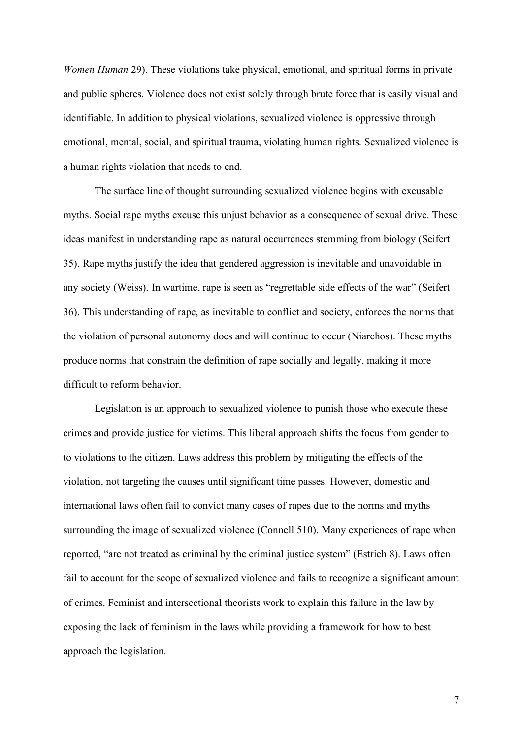*Women Human* 29). These violations take physical, emotional, and spiritual forms in private and public spheres. Violence does not exist solely through brute force that is easily visual and identifiable. In addition to physical violations, sexualized violence is oppressive through emotional, mental, social, and spiritual trauma, violating human rights. Sexualized violence is a human rights violation that needs to end.

The surface line of thought surrounding sexualized violence begins with excusable myths. Social rape myths excuse this unjust behavior as a consequence of sexual drive. These ideas manifest in understanding rape as natural occurrences stemming from biology (Seifert 35). Rape myths justify the idea that gendered aggression is inevitable and unavoidable in any society (Weiss). In wartime, rape is seen as "regrettable side effects of the war" (Seifert 36). This understanding of rape, as inevitable to conflict and society, enforces the norms that the violation of personal autonomy does and will continue to occur (Niarchos). These myths produce norms that constrain the definition of rape socially and legally, making it more difficult to reform behavior.

Legislation is an approach to sexualized violence to punish those who execute these crimes and provide justice for victims. This liberal approach shifts the focus from gender to to violations to the citizen. Laws address this problem by mitigating the effects of the violation, not targeting the causes until significant time passes. However, domestic and international laws often fail to convict many cases of rapes due to the norms and myths surrounding the image of sexualized violence (Connell 510). Many experiences of rape when reported, "are not treated as criminal by the criminal justice system" (Estrich 8). Laws often fail to account for the scope of sexualized violence and fails to recognize a significant amount of crimes. Feminist and intersectional theorists work to explain this failure in the law by exposing the lack of feminism in the laws while providing a framework for how to best approach the legislation.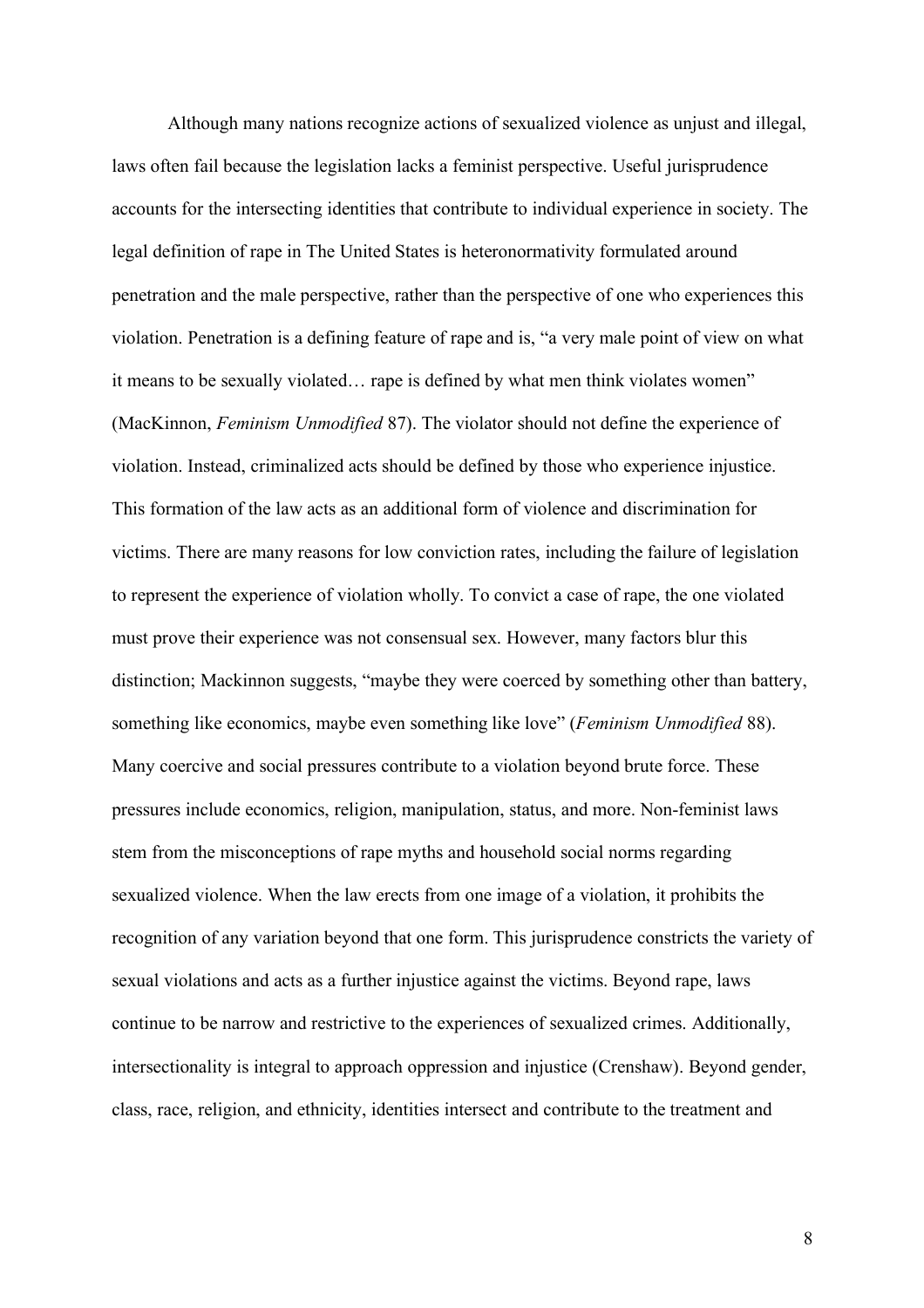Although many nations recognize actions of sexualized violence as unjust and illegal, laws often fail because the legislation lacks a feminist perspective. Useful jurisprudence accounts for the intersecting identities that contribute to individual experience in society. The legal definition of rape in The United States is heteronormativity formulated around penetration and the male perspective, rather than the perspective of one who experiences this violation. Penetration is a defining feature of rape and is, "a very male point of view on what it means to be sexually violated… rape is defined by what men think violates women" (MacKinnon, *Feminism Unmodified* 87). The violator should not define the experience of violation. Instead, criminalized acts should be defined by those who experience injustice. This formation of the law acts as an additional form of violence and discrimination for victims. There are many reasons for low conviction rates, including the failure of legislation to represent the experience of violation wholly. To convict a case of rape, the one violated must prove their experience was not consensual sex. However, many factors blur this distinction; Mackinnon suggests, "maybe they were coerced by something other than battery, something like economics, maybe even something like love" (*Feminism Unmodified* 88). Many coercive and social pressures contribute to a violation beyond brute force. These pressures include economics, religion, manipulation, status, and more. Non-feminist laws stem from the misconceptions of rape myths and household social norms regarding sexualized violence. When the law erects from one image of a violation, it prohibits the recognition of any variation beyond that one form. This jurisprudence constricts the variety of sexual violations and acts as a further injustice against the victims. Beyond rape, laws continue to be narrow and restrictive to the experiences of sexualized crimes. Additionally, intersectionality is integral to approach oppression and injustice (Crenshaw). Beyond gender, class, race, religion, and ethnicity, identities intersect and contribute to the treatment and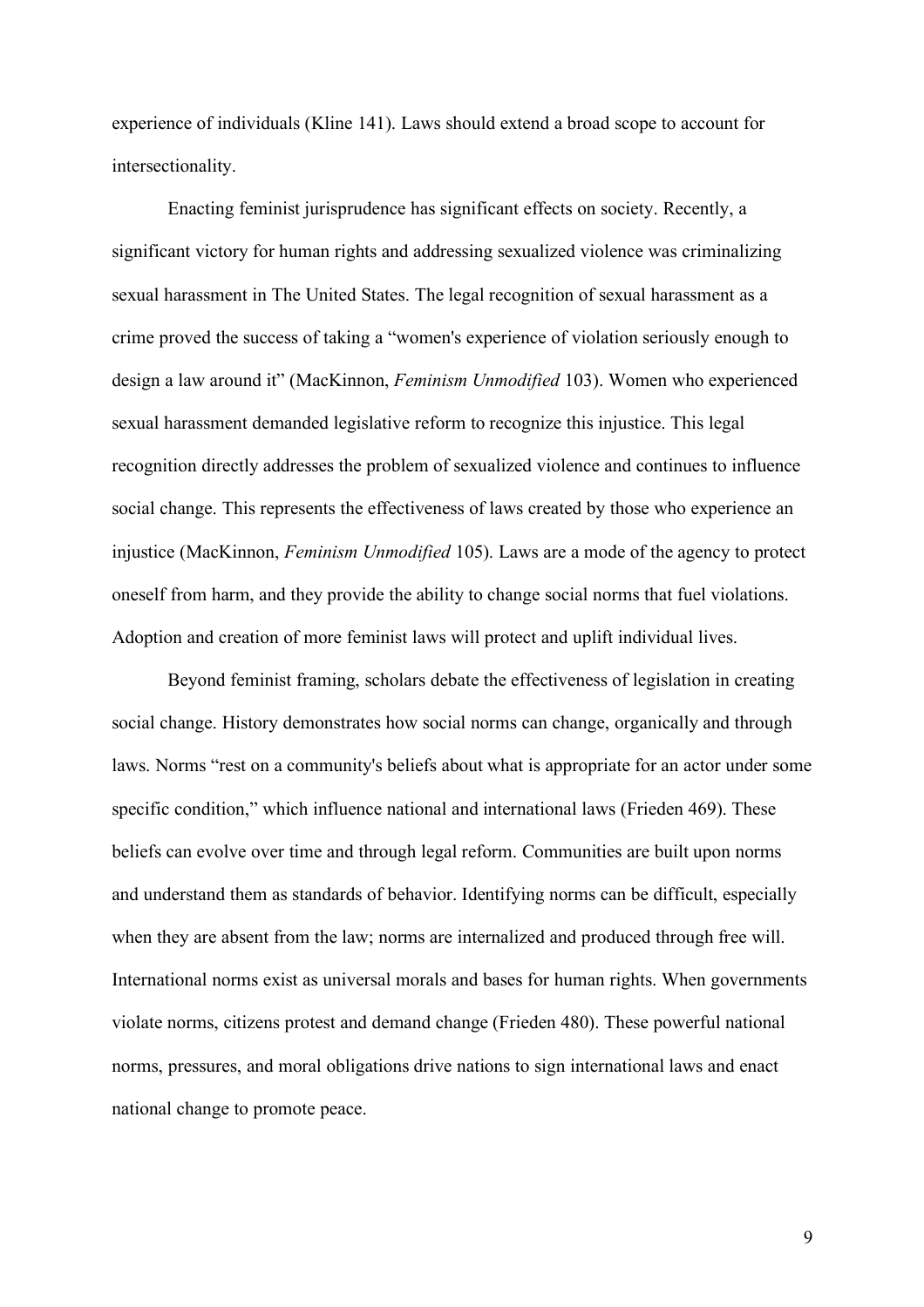experience of individuals (Kline 141). Laws should extend a broad scope to account for intersectionality.

Enacting feminist jurisprudence has significant effects on society. Recently, a significant victory for human rights and addressing sexualized violence was criminalizing sexual harassment in The United States. The legal recognition of sexual harassment as a crime proved the success of taking a "women's experience of violation seriously enough to design a law around it" (MacKinnon, *Feminism Unmodified* 103). Women who experienced sexual harassment demanded legislative reform to recognize this injustice. This legal recognition directly addresses the problem of sexualized violence and continues to influence social change. This represents the effectiveness of laws created by those who experience an injustice (MacKinnon, *Feminism Unmodified* 105). Laws are a mode of the agency to protect oneself from harm, and they provide the ability to change social norms that fuel violations. Adoption and creation of more feminist laws will protect and uplift individual lives.

Beyond feminist framing, scholars debate the effectiveness of legislation in creating social change. History demonstrates how social norms can change, organically and through laws. Norms "rest on a community's beliefs about what is appropriate for an actor under some specific condition," which influence national and international laws (Frieden 469). These beliefs can evolve over time and through legal reform. Communities are built upon norms and understand them as standards of behavior. Identifying norms can be difficult, especially when they are absent from the law; norms are internalized and produced through free will. International norms exist as universal morals and bases for human rights. When governments violate norms, citizens protest and demand change (Frieden 480). These powerful national norms, pressures, and moral obligations drive nations to sign international laws and enact national change to promote peace.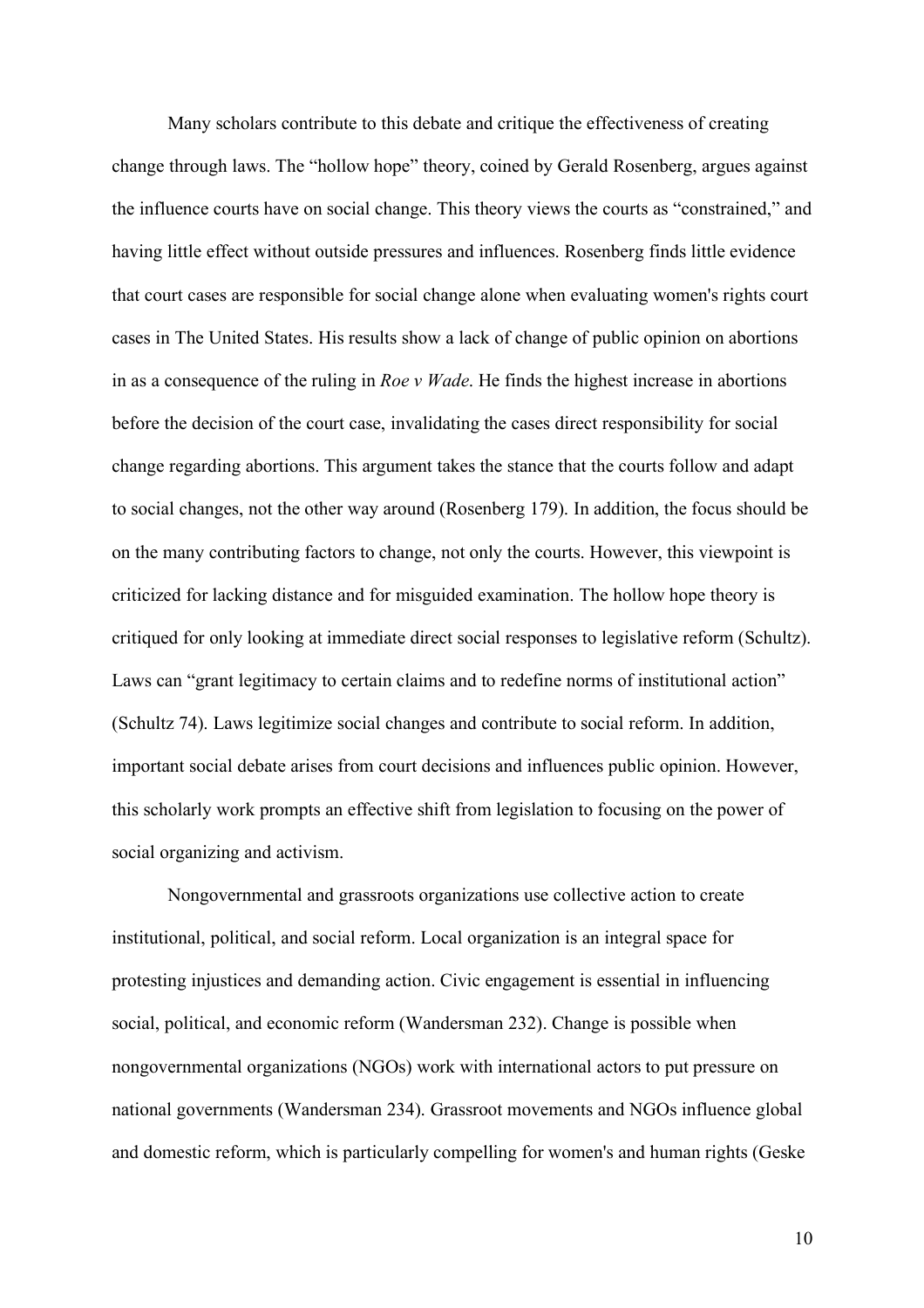Many scholars contribute to this debate and critique the effectiveness of creating change through laws. The “hollow hope” theory, coined by Gerald Rosenberg, argues against the influence courts have on social change. This theory views the courts as “constrained,” and having little effect without outside pressures and influences. Rosenberg finds little evidence that court cases are responsible for social change alone when evaluating women's rights court cases in The United States. His results show a lack of change of public opinion on abortions in as a consequence of the ruling in *Roe v Wade*. He finds the highest increase in abortions before the decision of the court case, invalidating the cases direct responsibility for social change regarding abortions. This argument takes the stance that the courts follow and adapt to social changes, not the other way around (Rosenberg 179). In addition, the focus should be on the many contributing factors to change, not only the courts. However, this viewpoint is criticized for lacking distance and for misguided examination. The hollow hope theory is critiqued for only looking at immediate direct social responses to legislative reform (Schultz). Laws can “grant legitimacy to certain claims and to redefine norms of institutional action” (Schultz 74). Laws legitimize social changes and contribute to social reform. In addition, important social debate arises from court decisions and influences public opinion. However, this scholarly work prompts an effective shift from legislation to focusing on the power of social organizing and activism.

Nongovernmental and grassroots organizations use collective action to create institutional, political, and social reform. Local organization is an integral space for protesting injustices and demanding action. Civic engagement is essential in influencing social, political, and economic reform (Wandersman 232). Change is possible when nongovernmental organizations (NGOs) work with international actors to put pressure on national governments (Wandersman 234). Grassroot movements and NGOs influence global and domestic reform, which is particularly compelling for women's and human rights (Geske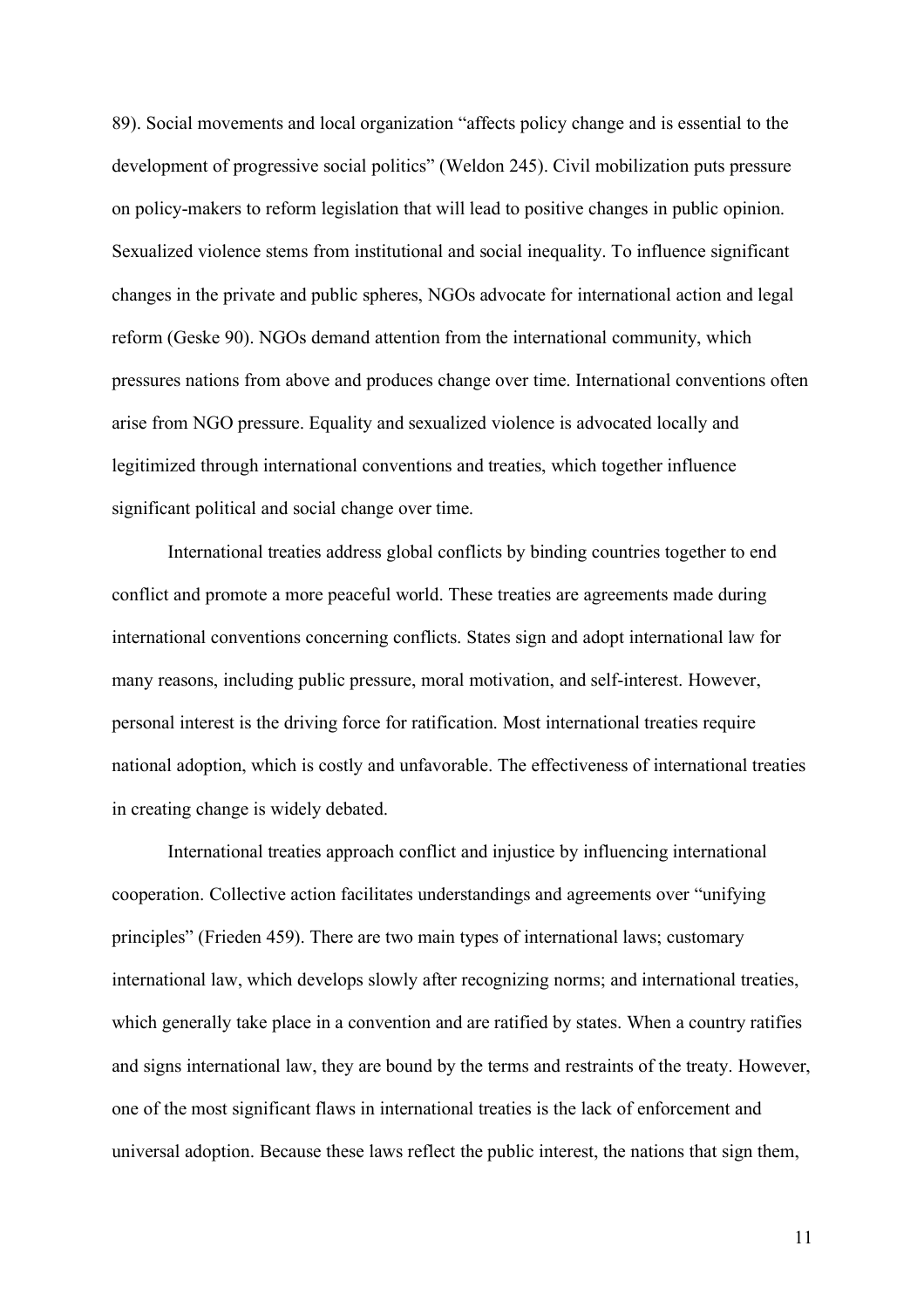89). Social movements and local organization "affects policy change and is essential to the development of progressive social politics" (Weldon 245). Civil mobilization puts pressure on policy-makers to reform legislation that will lead to positive changes in public opinion. Sexualized violence stems from institutional and social inequality. To influence significant changes in the private and public spheres, NGOs advocate for international action and legal reform (Geske 90). NGOs demand attention from the international community, which pressures nations from above and produces change over time. International conventions often arise from NGO pressure. Equality and sexualized violence is advocated locally and legitimized through international conventions and treaties, which together influence significant political and social change over time.

International treaties address global conflicts by binding countries together to end conflict and promote a more peaceful world. These treaties are agreements made during international conventions concerning conflicts. States sign and adopt international law for many reasons, including public pressure, moral motivation, and self-interest. However, personal interest is the driving force for ratification. Most international treaties require national adoption, which is costly and unfavorable. The effectiveness of international treaties in creating change is widely debated.

International treaties approach conflict and injustice by influencing international cooperation. Collective action facilitates understandings and agreements over "unifying principles" (Frieden 459). There are two main types of international laws; customary international law, which develops slowly after recognizing norms; and international treaties, which generally take place in a convention and are ratified by states. When a country ratifies and signs international law, they are bound by the terms and restraints of the treaty. However, one of the most significant flaws in international treaties is the lack of enforcement and universal adoption. Because these laws reflect the public interest, the nations that sign them,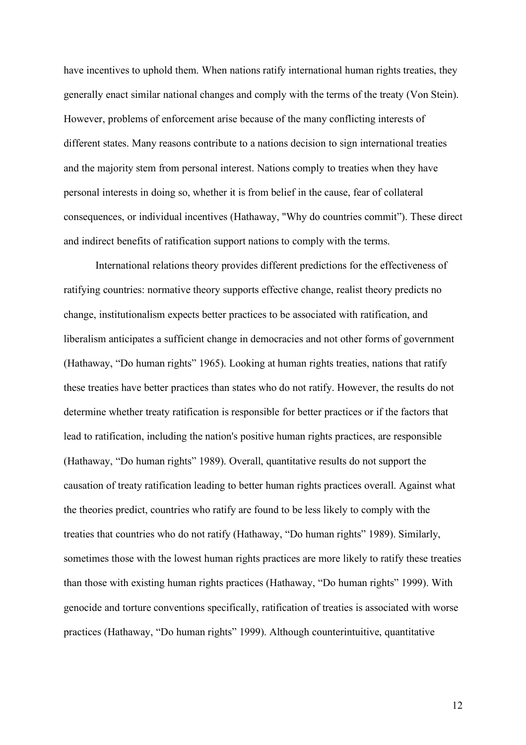have incentives to uphold them. When nations ratify international human rights treaties, they generally enact similar national changes and comply with the terms of the treaty (Von Stein). However, problems of enforcement arise because of the many conflicting interests of different states. Many reasons contribute to a nations decision to sign international treaties and the majority stem from personal interest. Nations comply to treaties when they have personal interests in doing so, whether it is from belief in the cause, fear of collateral consequences, or individual incentives (Hathaway, "Why do countries commit"). These direct and indirect benefits of ratification support nations to comply with the terms.

International relations theory provides different predictions for the effectiveness of ratifying countries: normative theory supports effective change, realist theory predicts no change, institutionalism expects better practices to be associated with ratification, and liberalism anticipates a sufficient change in democracies and not other forms of government (Hathaway, "Do human rights" 1965). Looking at human rights treaties, nations that ratify these treaties have better practices than states who do not ratify. However, the results do not determine whether treaty ratification is responsible for better practices or if the factors that lead to ratification, including the nation's positive human rights practices, are responsible (Hathaway, "Do human rights" 1989). Overall, quantitative results do not support the causation of treaty ratification leading to better human rights practices overall. Against what the theories predict, countries who ratify are found to be less likely to comply with the treaties that countries who do not ratify (Hathaway, "Do human rights" 1989). Similarly, sometimes those with the lowest human rights practices are more likely to ratify these treaties than those with existing human rights practices (Hathaway, "Do human rights" 1999). With genocide and torture conventions specifically, ratification of treaties is associated with worse practices (Hathaway, "Do human rights" 1999). Although counterintuitive, quantitative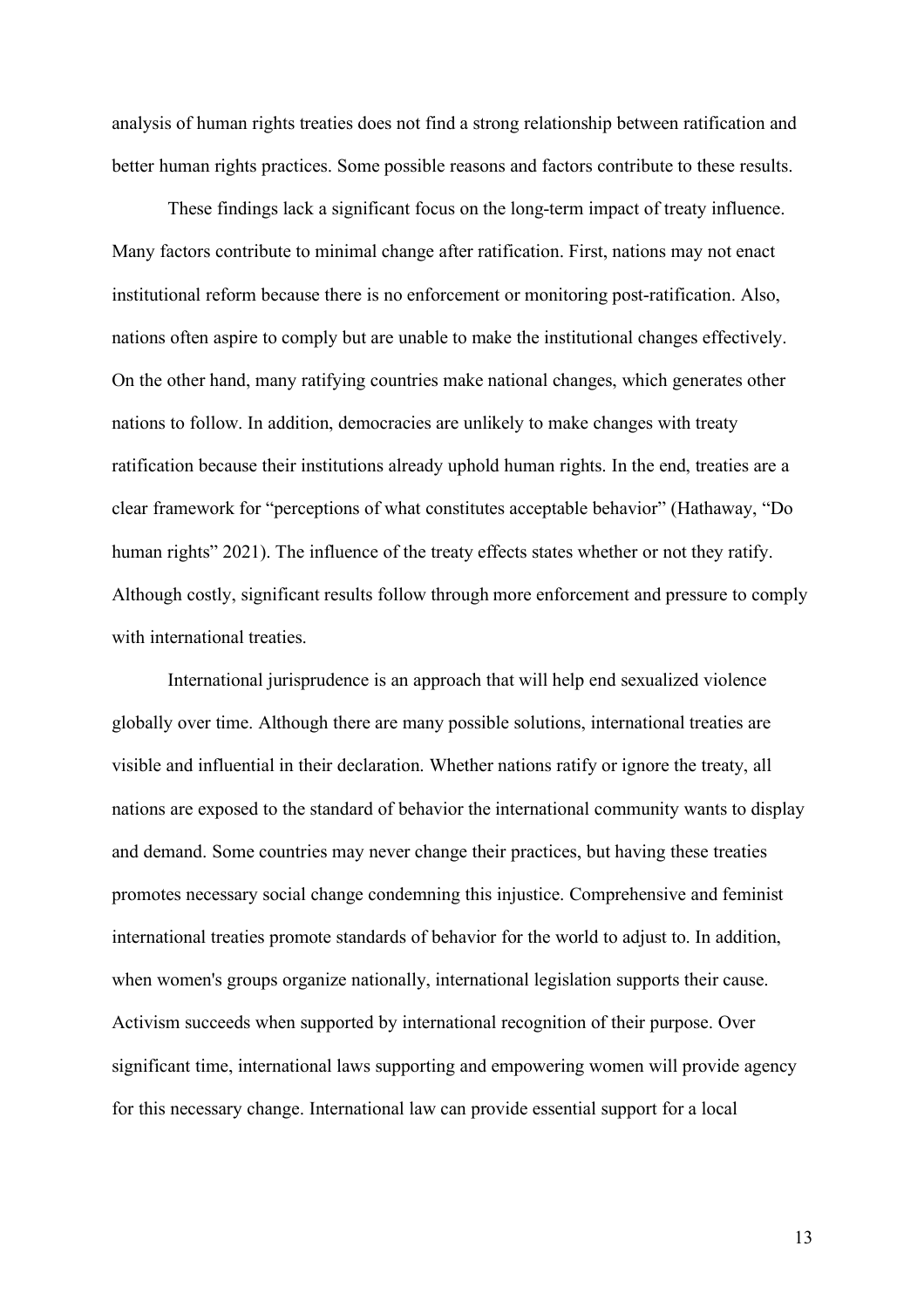analysis of human rights treaties does not find a strong relationship between ratification and better human rights practices. Some possible reasons and factors contribute to these results.

These findings lack a significant focus on the long-term impact of treaty influence. Many factors contribute to minimal change after ratification. First, nations may not enact institutional reform because there is no enforcement or monitoring post-ratification. Also, nations often aspire to comply but are unable to make the institutional changes effectively. On the other hand, many ratifying countries make national changes, which generates other nations to follow. In addition, democracies are unlikely to make changes with treaty ratification because their institutions already uphold human rights. In the end, treaties are a clear framework for "perceptions of what constitutes acceptable behavior" (Hathaway, "Do human rights" 2021). The influence of the treaty effects states whether or not they ratify. Although costly, significant results follow through more enforcement and pressure to comply with international treaties.

International jurisprudence is an approach that will help end sexualized violence globally over time. Although there are many possible solutions, international treaties are visible and influential in their declaration. Whether nations ratify or ignore the treaty, all nations are exposed to the standard of behavior the international community wants to display and demand. Some countries may never change their practices, but having these treaties promotes necessary social change condemning this injustice. Comprehensive and feminist international treaties promote standards of behavior for the world to adjust to. In addition, when women's groups organize nationally, international legislation supports their cause. Activism succeeds when supported by international recognition of their purpose. Over significant time, international laws supporting and empowering women will provide agency for this necessary change. International law can provide essential support for a local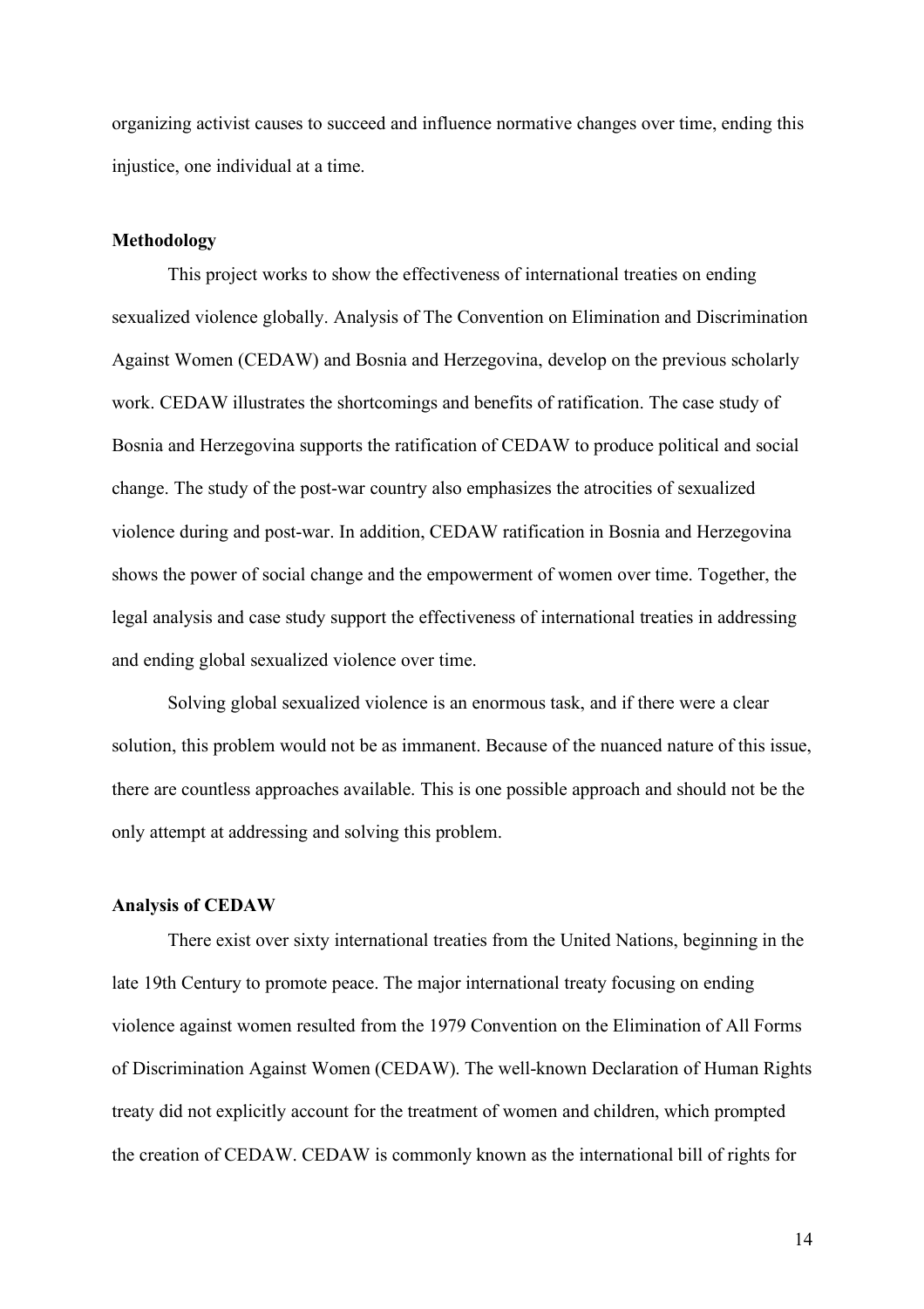organizing activist causes to succeed and influence normative changes over time, ending this injustice, one individual at a time.

### Methodology

This project works to show the effectiveness of international treaties on ending sexualized violence globally. Analysis of The Convention on Elimination and Discrimination Against Women (CEDAW) and Bosnia and Herzegovina, develop on the previous scholarly work. CEDAW illustrates the shortcomings and benefits of ratification. The case study of Bosnia and Herzegovina supports the ratification of CEDAW to produce political and social change. The study of the post-war country also emphasizes the atrocities of sexualized violence during and post-war. In addition, CEDAW ratification in Bosnia and Herzegovina shows the power of social change and the empowerment of women over time. Together, the legal analysis and case study support the effectiveness of international treaties in addressing and ending global sexualized violence over time.

Solving global sexualized violence is an enormous task, and if there were a clear solution, this problem would not be as immanent. Because of the nuanced nature of this issue, there are countless approaches available. This is one possible approach and should not be the only attempt at addressing and solving this problem.

### Analysis of CEDAW

There exist over sixty international treaties from the United Nations, beginning in the late 19th Century to promote peace. The major international treaty focusing on ending violence against women resulted from the 1979 Convention on the Elimination of All Forms of Discrimination Against Women (CEDAW). The well-known Declaration of Human Rights treaty did not explicitly account for the treatment of women and children, which prompted the creation of CEDAW. CEDAW is commonly known as the international bill of rights for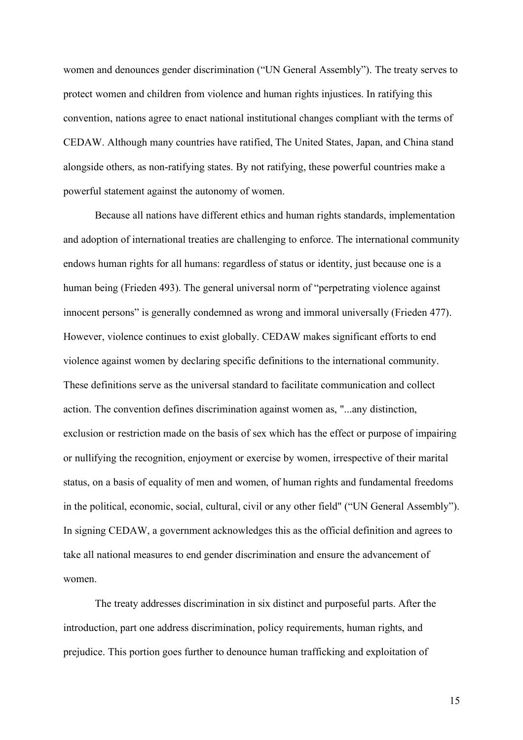women and denounces gender discrimination ("UN General Assembly"). The treaty serves to protect women and children from violence and human rights injustices. In ratifying this convention, nations agree to enact national institutional changes compliant with the terms of CEDAW. Although many countries have ratified, The United States, Japan, and China stand alongside others, as non-ratifying states. By not ratifying, these powerful countries make a powerful statement against the autonomy of women.

Because all nations have different ethics and human rights standards, implementation and adoption of international treaties are challenging to enforce. The international community endows human rights for all humans: regardless of status or identity, just because one is a human being (Frieden 493). The general universal norm of "perpetrating violence against innocent persons" is generally condemned as wrong and immoral universally (Frieden 477). However, violence continues to exist globally. CEDAW makes significant efforts to end violence against women by declaring specific definitions to the international community. These definitions serve as the universal standard to facilitate communication and collect action. The convention defines discrimination against women as, "...any distinction, exclusion or restriction made on the basis of sex which has the effect or purpose of impairing or nullifying the recognition, enjoyment or exercise by women, irrespective of their marital status, on a basis of equality of men and women, of human rights and fundamental freedoms in the political, economic, social, cultural, civil or any other field" ("UN General Assembly"). In signing CEDAW, a government acknowledges this as the official definition and agrees to take all national measures to end gender discrimination and ensure the advancement of women.

The treaty addresses discrimination in six distinct and purposeful parts. After the introduction, part one address discrimination, policy requirements, human rights, and prejudice. This portion goes further to denounce human trafficking and exploitation of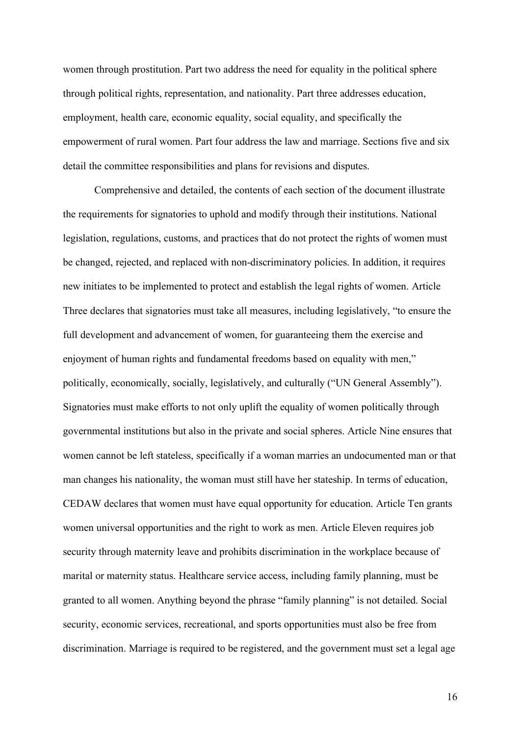women through prostitution. Part two address the need for equality in the political sphere through political rights, representation, and nationality. Part three addresses education, employment, health care, economic equality, social equality, and specifically the empowerment of rural women. Part four address the law and marriage. Sections five and six detail the committee responsibilities and plans for revisions and disputes.

Comprehensive and detailed, the contents of each section of the document illustrate the requirements for signatories to uphold and modify through their institutions. National legislation, regulations, customs, and practices that do not protect the rights of women must be changed, rejected, and replaced with non-discriminatory policies. In addition, it requires new initiates to be implemented to protect and establish the legal rights of women. Article Three declares that signatories must take all measures, including legislatively, "to ensure the full development and advancement of women, for guaranteeing them the exercise and enjoyment of human rights and fundamental freedoms based on equality with men," politically, economically, socially, legislatively, and culturally ("UN General Assembly"). Signatories must make efforts to not only uplift the equality of women politically through governmental institutions but also in the private and social spheres. Article Nine ensures that women cannot be left stateless, specifically if a woman marries an undocumented man or that man changes his nationality, the woman must still have her stateship. In terms of education, CEDAW declares that women must have equal opportunity for education. Article Ten grants women universal opportunities and the right to work as men. Article Eleven requires job security through maternity leave and prohibits discrimination in the workplace because of marital or maternity status. Healthcare service access, including family planning, must be granted to all women. Anything beyond the phrase "family planning" is not detailed. Social security, economic services, recreational, and sports opportunities must also be free from discrimination. Marriage is required to be registered, and the government must set a legal age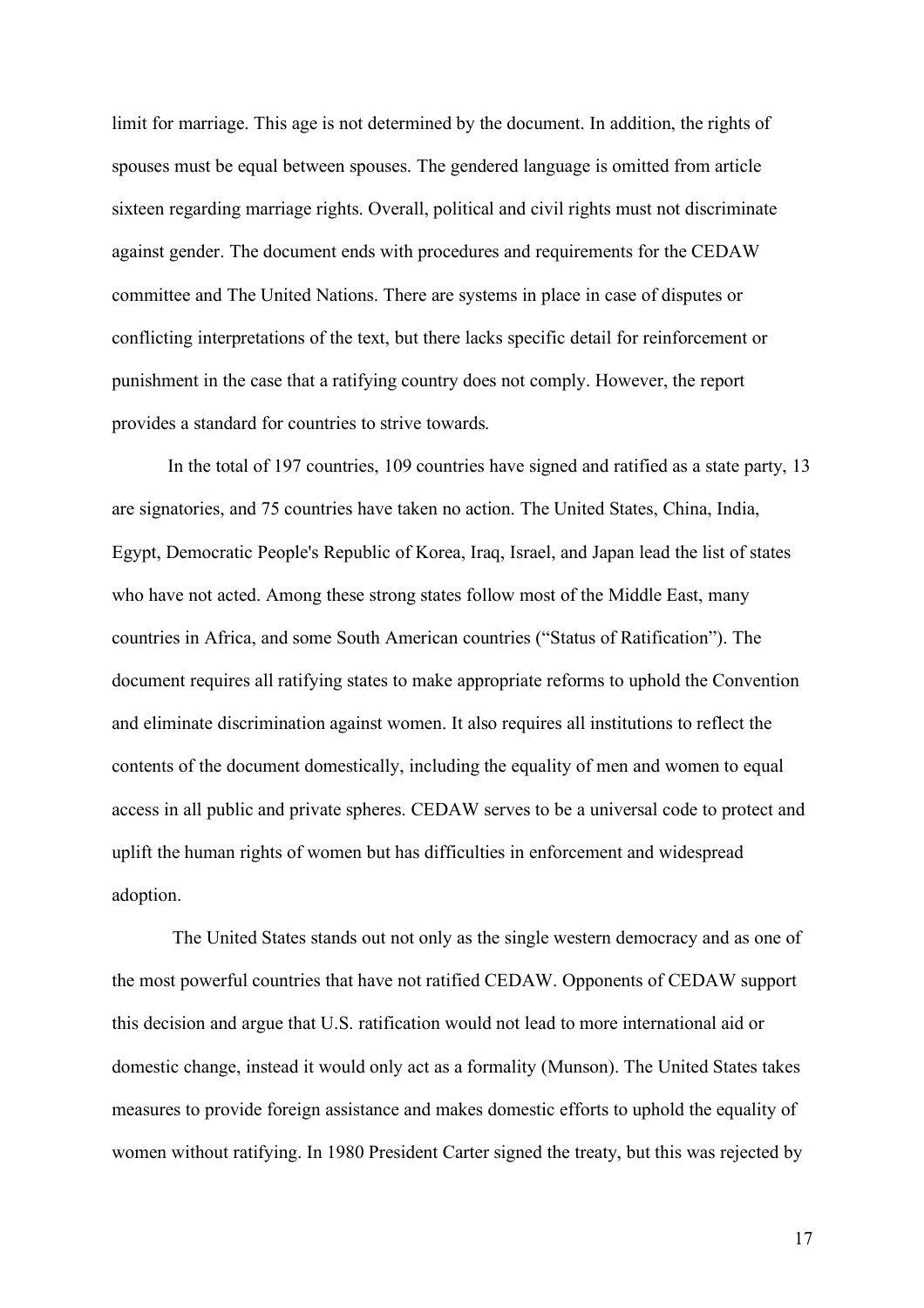limit for marriage. This age is not determined by the document. In addition, the rights of spouses must be equal between spouses. The gendered language is omitted from article sixteen regarding marriage rights. Overall, political and civil rights must not discriminate against gender. The document ends with procedures and requirements for the CEDAW committee and The United Nations. There are systems in place in case of disputes or conflicting interpretations of the text, but there lacks specific detail for reinforcement or punishment in the case that a ratifying country does not comply. However, the report provides a standard for countries to strive towards.

In the total of 197 countries, 109 countries have signed and ratified as a state party, 13 are signatories, and 75 countries have taken no action. The United States, China, India, Egypt, Democratic People's Republic of Korea, Iraq, Israel, and Japan lead the list of states who have not acted. Among these strong states follow most of the Middle East, many countries in Africa, and some South American countries ("Status of Ratification"). The document requires all ratifying states to make appropriate reforms to uphold the Convention and eliminate discrimination against women. It also requires all institutions to reflect the contents of the document domestically, including the equality of men and women to equal access in all public and private spheres. CEDAW serves to be a universal code to protect and uplift the human rights of women but has difficulties in enforcement and widespread adoption.

The United States stands out not only as the single western democracy and as one of the most powerful countries that have not ratified CEDAW. Opponents of CEDAW support this decision and argue that U.S. ratification would not lead to more international aid or domestic change, instead it would only act as a formality (Munson). The United States takes measures to provide foreign assistance and makes domestic efforts to uphold the equality of women without ratifying. In 1980 President Carter signed the treaty, but this was rejected by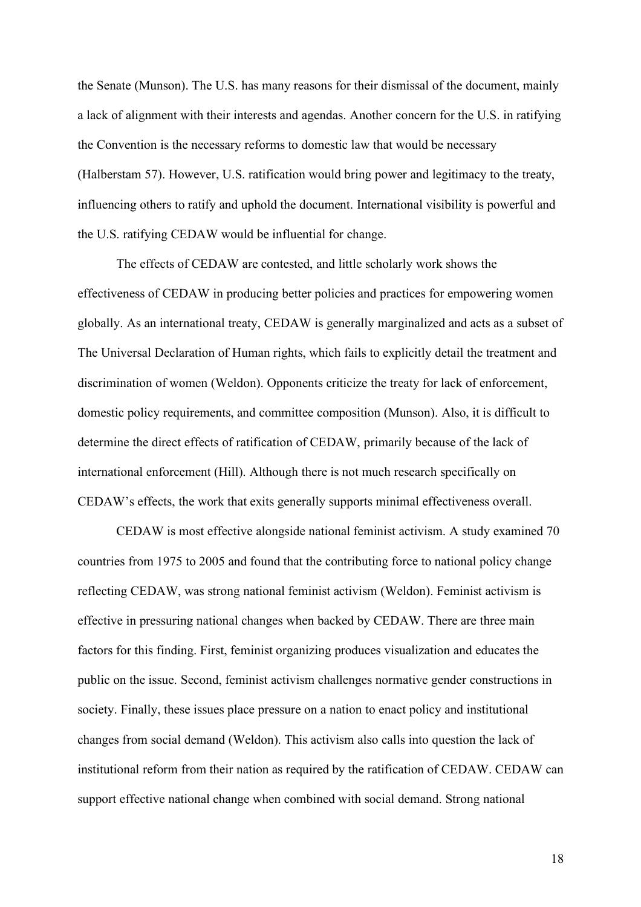the Senate (Munson). The U.S. has many reasons for their dismissal of the document, mainly a lack of alignment with their interests and agendas. Another concern for the U.S. in ratifying the Convention is the necessary reforms to domestic law that would be necessary (Halberstam 57). However, U.S. ratification would bring power and legitimacy to the treaty, influencing others to ratify and uphold the document. International visibility is powerful and the U.S. ratifying CEDAW would be influential for change.

The effects of CEDAW are contested, and little scholarly work shows the effectiveness of CEDAW in producing better policies and practices for empowering women globally. As an international treaty, CEDAW is generally marginalized and acts as a subset of The Universal Declaration of Human rights, which fails to explicitly detail the treatment and discrimination of women (Weldon). Opponents criticize the treaty for lack of enforcement, domestic policy requirements, and committee composition (Munson). Also, it is difficult to determine the direct effects of ratification of CEDAW, primarily because of the lack of international enforcement (Hill). Although there is not much research specifically on CEDAW's effects, the work that exits generally supports minimal effectiveness overall.

CEDAW is most effective alongside national feminist activism. A study examined 70 countries from 1975 to 2005 and found that the contributing force to national policy change reflecting CEDAW, was strong national feminist activism (Weldon). Feminist activism is effective in pressuring national changes when backed by CEDAW. There are three main factors for this finding. First, feminist organizing produces visualization and educates the public on the issue. Second, feminist activism challenges normative gender constructions in society. Finally, these issues place pressure on a nation to enact policy and institutional changes from social demand (Weldon). This activism also calls into question the lack of institutional reform from their nation as required by the ratification of CEDAW. CEDAW can support effective national change when combined with social demand. Strong national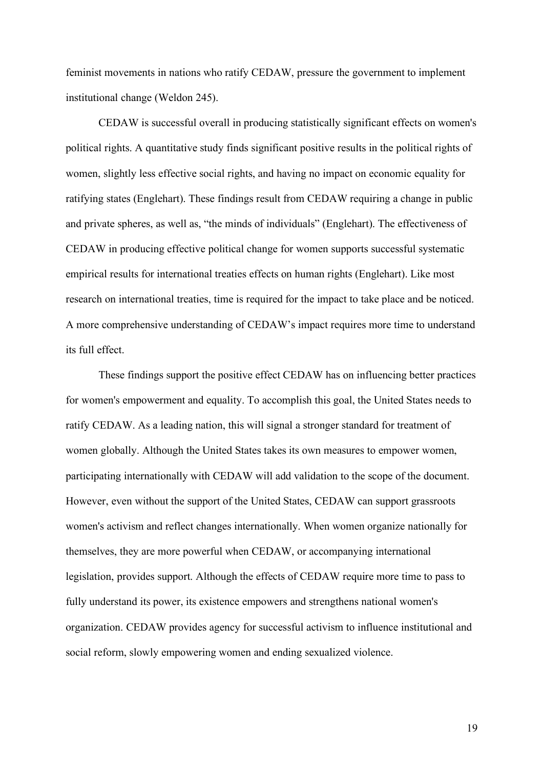feminist movements in nations who ratify CEDAW, pressure the government to implement institutional change (Weldon 245).

CEDAW is successful overall in producing statistically significant effects on women's political rights. A quantitative study finds significant positive results in the political rights of women, slightly less effective social rights, and having no impact on economic equality for ratifying states (Englehart). These findings result from CEDAW requiring a change in public and private spheres, as well as, "the minds of individuals" (Englehart). The effectiveness of CEDAW in producing effective political change for women supports successful systematic empirical results for international treaties effects on human rights (Englehart). Like most research on international treaties, time is required for the impact to take place and be noticed. A more comprehensive understanding of CEDAW's impact requires more time to understand its full effect.

These findings support the positive effect CEDAW has on influencing better practices for women's empowerment and equality. To accomplish this goal, the United States needs to ratify CEDAW. As a leading nation, this will signal a stronger standard for treatment of women globally. Although the United States takes its own measures to empower women, participating internationally with CEDAW will add validation to the scope of the document. However, even without the support of the United States, CEDAW can support grassroots women's activism and reflect changes internationally. When women organize nationally for themselves, they are more powerful when CEDAW, or accompanying international legislation, provides support. Although the effects of CEDAW require more time to pass to fully understand its power, its existence empowers and strengthens national women's organization. CEDAW provides agency for successful activism to influence institutional and social reform, slowly empowering women and ending sexualized violence.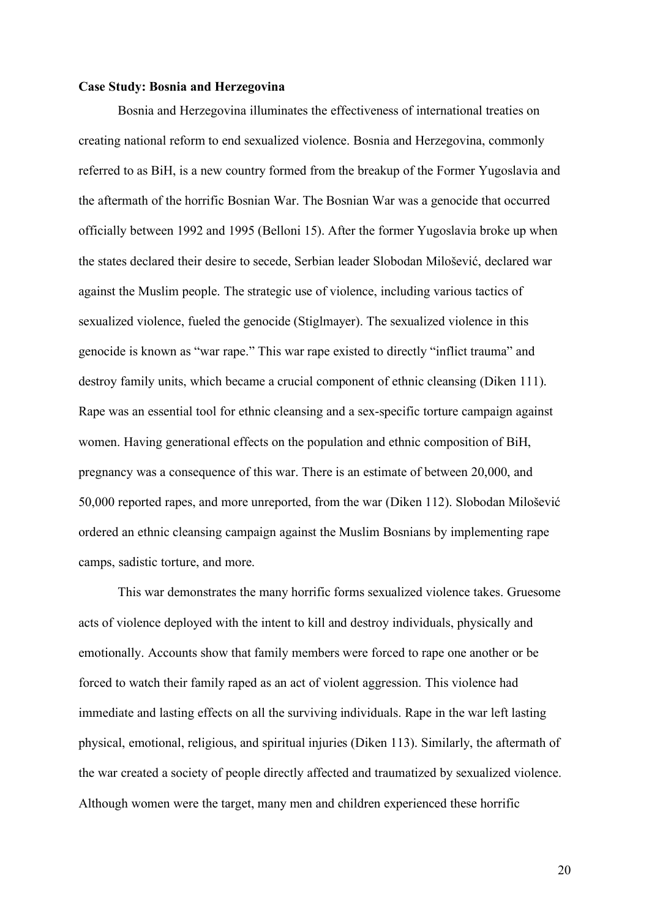**Case Study: Bosnia and Herzegovina**

Bosnia and Herzegovina illuminates the effectiveness of international treaties on creating national reform to end sexualized violence. Bosnia and Herzegovina, commonly referred to as BiH, is a new country formed from the breakup of the Former Yugoslavia and the aftermath of the horrific Bosnian War. The Bosnian War was a genocide that occurred officially between 1992 and 1995 (Belloni 15). After the former Yugoslavia broke up when the states declared their desire to secede, Serbian leader Slobodan Milošević, declared war against the Muslim people. The strategic use of violence, including various tactics of sexualized violence, fueled the genocide (Stiglmayer). The sexualized violence in this genocide is known as "war rape." This war rape existed to directly "inflict trauma" and destroy family units, which became a crucial component of ethnic cleansing (Diken 111). Rape was an essential tool for ethnic cleansing and a sex-specific torture campaign against women. Having generational effects on the population and ethnic composition of BiH, pregnancy was a consequence of this war. There is an estimate of between 20,000, and 50,000 reported rapes, and more unreported, from the war (Diken 112). Slobodan Milošević ordered an ethnic cleansing campaign against the Muslim Bosnians by implementing rape camps, sadistic torture, and more.

This war demonstrates the many horrific forms sexualized violence takes. Gruesome acts of violence deployed with the intent to kill and destroy individuals, physically and emotionally. Accounts show that family members were forced to rape one another or be forced to watch their family raped as an act of violent aggression. This violence had immediate and lasting effects on all the surviving individuals. Rape in the war left lasting physical, emotional, religious, and spiritual injuries (Diken 113). Similarly, the aftermath of the war created a society of people directly affected and traumatized by sexualized violence. Although women were the target, many men and children experienced these horrific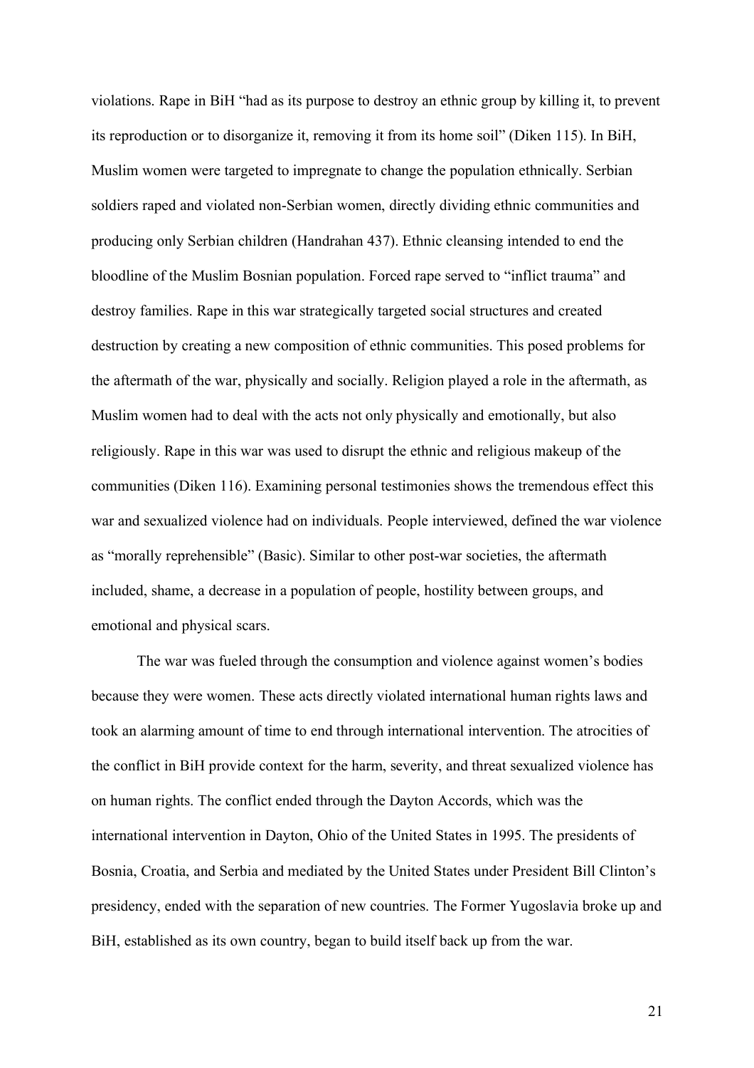violations. Rape in BiH "had as its purpose to destroy an ethnic group by killing it, to prevent its reproduction or to disorganize it, removing it from its home soil" (Diken 115). In BiH, Muslim women were targeted to impregnate to change the population ethnically. Serbian soldiers raped and violated non-Serbian women, directly dividing ethnic communities and producing only Serbian children (Handrahan 437). Ethnic cleansing intended to end the bloodline of the Muslim Bosnian population. Forced rape served to "inflict trauma" and destroy families. Rape in this war strategically targeted social structures and created destruction by creating a new composition of ethnic communities. This posed problems for the aftermath of the war, physically and socially. Religion played a role in the aftermath, as Muslim women had to deal with the acts not only physically and emotionally, but also religiously. Rape in this war was used to disrupt the ethnic and religious makeup of the communities (Diken 116). Examining personal testimonies shows the tremendous effect this war and sexualized violence had on individuals. People interviewed, defined the war violence as "morally reprehensible" (Basic). Similar to other post-war societies, the aftermath included, shame, a decrease in a population of people, hostility between groups, and emotional and physical scars.

The war was fueled through the consumption and violence against women's bodies because they were women. These acts directly violated international human rights laws and took an alarming amount of time to end through international intervention. The atrocities of the conflict in BiH provide context for the harm, severity, and threat sexualized violence has on human rights. The conflict ended through the Dayton Accords, which was the international intervention in Dayton, Ohio of the United States in 1995. The presidents of Bosnia, Croatia, and Serbia and mediated by the United States under President Bill Clinton's presidency, ended with the separation of new countries. The Former Yugoslavia broke up and BiH, established as its own country, began to build itself back up from the war.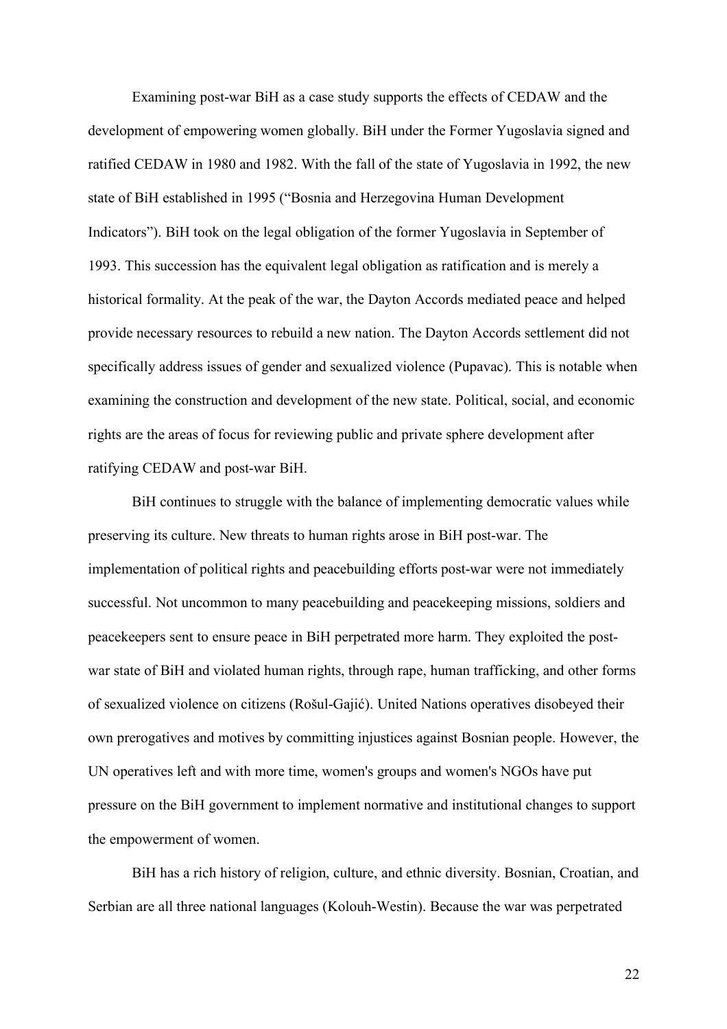Examining post-war BiH as a case study supports the effects of CEDAW and the development of empowering women globally. BiH under the Former Yugoslavia signed and ratified CEDAW in 1980 and 1982. With the fall of the state of Yugoslavia in 1992, the new state of BiH established in 1995 ("Bosnia and Herzegovina Human Development Indicators"). BiH took on the legal obligation of the former Yugoslavia in September of 1993. This succession has the equivalent legal obligation as ratification and is merely a historical formality. At the peak of the war, the Dayton Accords mediated peace and helped provide necessary resources to rebuild a new nation. The Dayton Accords settlement did not specifically address issues of gender and sexualized violence (Pupavac). This is notable when examining the construction and development of the new state. Political, social, and economic rights are the areas of focus for reviewing public and private sphere development after ratifying CEDAW and post-war BiH.

BiH continues to struggle with the balance of implementing democratic values while preserving its culture. New threats to human rights arose in BiH post-war. The implementation of political rights and peacebuilding efforts post-war were not immediately successful. Not uncommon to many peacebuilding and peacekeeping missions, soldiers and peacekeepers sent to ensure peace in BiH perpetrated more harm. They exploited the post-war state of BiH and violated human rights, through rape, human trafficking, and other forms of sexualized violence on citizens (Rošul-Gajić). United Nations operatives disobeyed their own prerogatives and motives by committing injustices against Bosnian people. However, the UN operatives left and with more time, women's groups and women's NGOs have put pressure on the BiH government to implement normative and institutional changes to support the empowerment of women.

BiH has a rich history of religion, culture, and ethnic diversity. Bosnian, Croatian, and Serbian are all three national languages (Kolouh-Westin). Because the war was perpetrated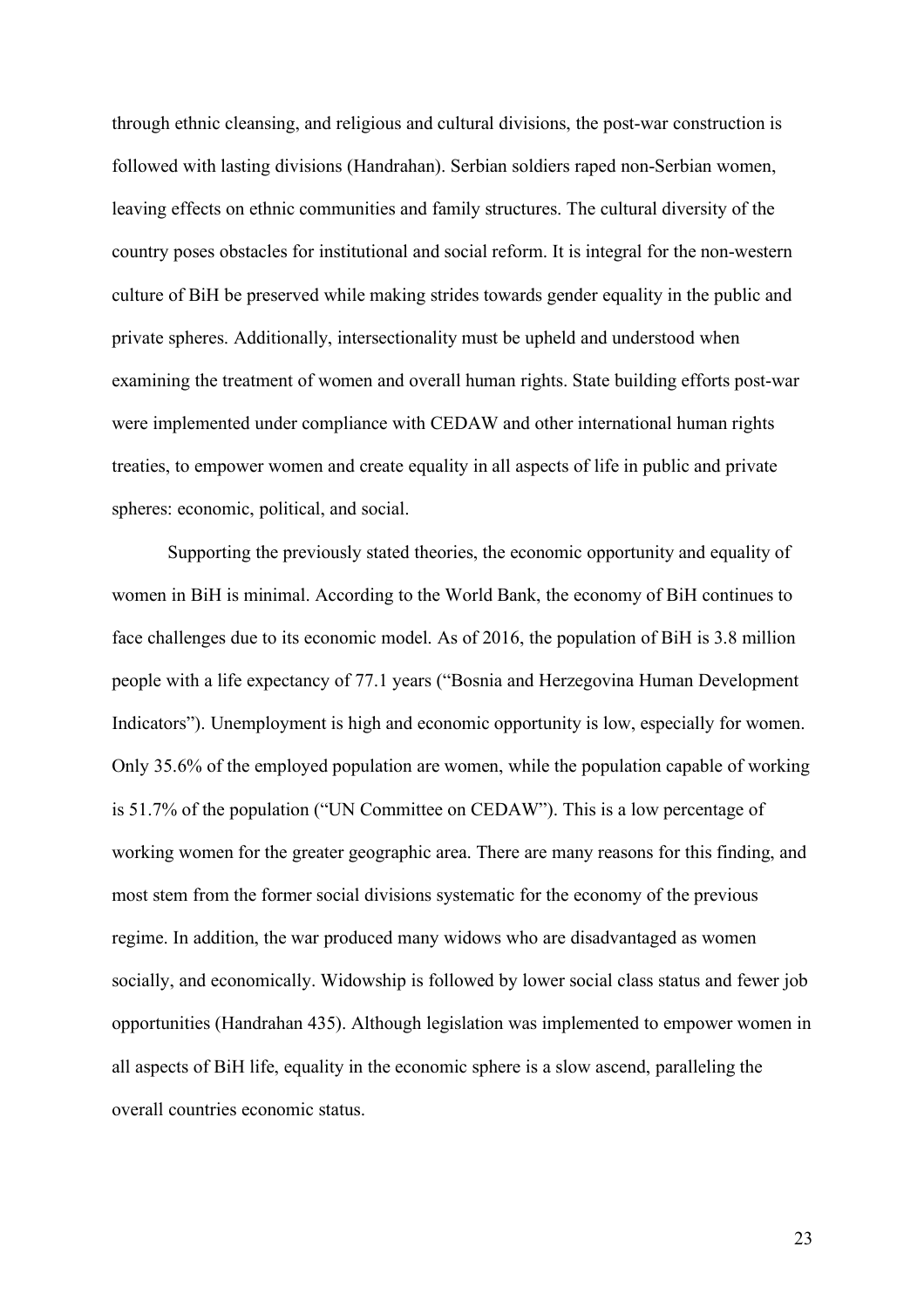through ethnic cleansing, and religious and cultural divisions, the post-war construction is followed with lasting divisions (Handrahan). Serbian soldiers raped non-Serbian women, leaving effects on ethnic communities and family structures. The cultural diversity of the country poses obstacles for institutional and social reform. It is integral for the non-western culture of BiH be preserved while making strides towards gender equality in the public and private spheres. Additionally, intersectionality must be upheld and understood when examining the treatment of women and overall human rights. State building efforts post-war were implemented under compliance with CEDAW and other international human rights treaties, to empower women and create equality in all aspects of life in public and private spheres: economic, political, and social.

Supporting the previously stated theories, the economic opportunity and equality of women in BiH is minimal. According to the World Bank, the economy of BiH continues to face challenges due to its economic model. As of 2016, the population of BiH is 3.8 million people with a life expectancy of 77.1 years ("Bosnia and Herzegovina Human Development Indicators"). Unemployment is high and economic opportunity is low, especially for women. Only 35.6% of the employed population are women, while the population capable of working is 51.7% of the population ("UN Committee on CEDAW"). This is a low percentage of working women for the greater geographic area. There are many reasons for this finding, and most stem from the former social divisions systematic for the economy of the previous regime. In addition, the war produced many widows who are disadvantaged as women socially, and economically. Widowship is followed by lower social class status and fewer job opportunities (Handrahan 435). Although legislation was implemented to empower women in all aspects of BiH life, equality in the economic sphere is a slow ascend, paralleling the overall countries economic status.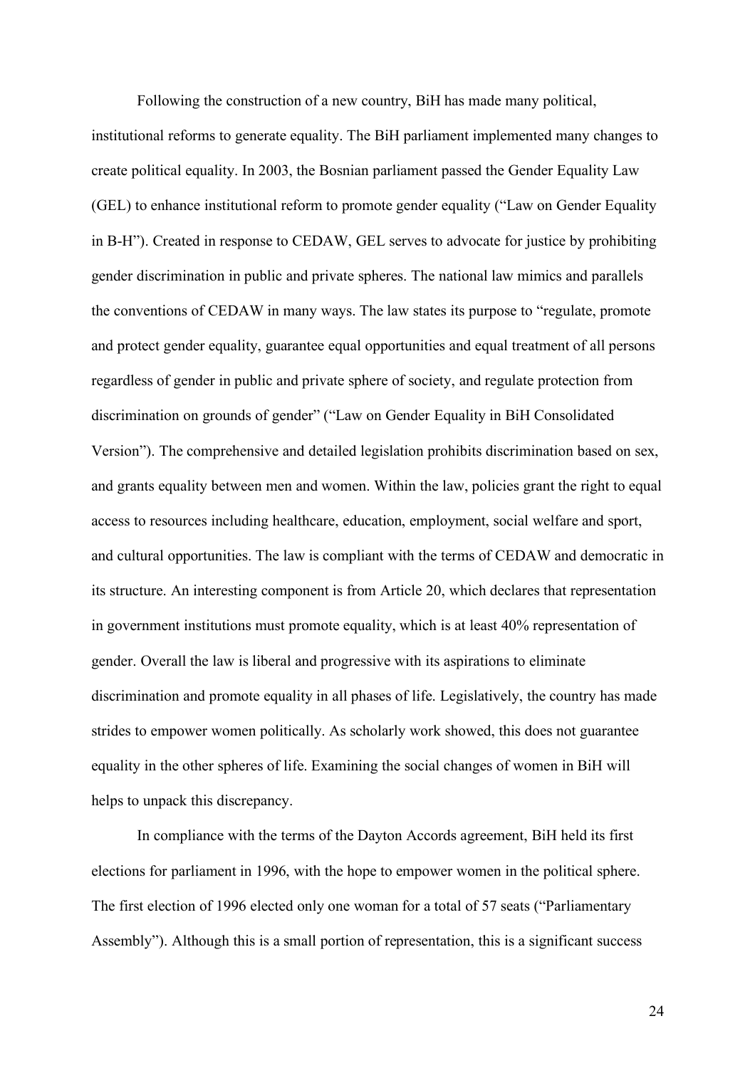Following the construction of a new country, BiH has made many political, institutional reforms to generate equality. The BiH parliament implemented many changes to create political equality. In 2003, the Bosnian parliament passed the Gender Equality Law (GEL) to enhance institutional reform to promote gender equality ("Law on Gender Equality in B-H"). Created in response to CEDAW, GEL serves to advocate for justice by prohibiting gender discrimination in public and private spheres. The national law mimics and parallels the conventions of CEDAW in many ways. The law states its purpose to "regulate, promote and protect gender equality, guarantee equal opportunities and equal treatment of all persons regardless of gender in public and private sphere of society, and regulate protection from discrimination on grounds of gender" ("Law on Gender Equality in BiH Consolidated Version"). The comprehensive and detailed legislation prohibits discrimination based on sex, and grants equality between men and women. Within the law, policies grant the right to equal access to resources including healthcare, education, employment, social welfare and sport, and cultural opportunities. The law is compliant with the terms of CEDAW and democratic in its structure. An interesting component is from Article 20, which declares that representation in government institutions must promote equality, which is at least 40% representation of gender. Overall the law is liberal and progressive with its aspirations to eliminate discrimination and promote equality in all phases of life. Legislatively, the country has made strides to empower women politically. As scholarly work showed, this does not guarantee equality in the other spheres of life. Examining the social changes of women in BiH will helps to unpack this discrepancy.

In compliance with the terms of the Dayton Accords agreement, BiH held its first elections for parliament in 1996, with the hope to empower women in the political sphere. The first election of 1996 elected only one woman for a total of 57 seats ("Parliamentary Assembly"). Although this is a small portion of representation, this is a significant success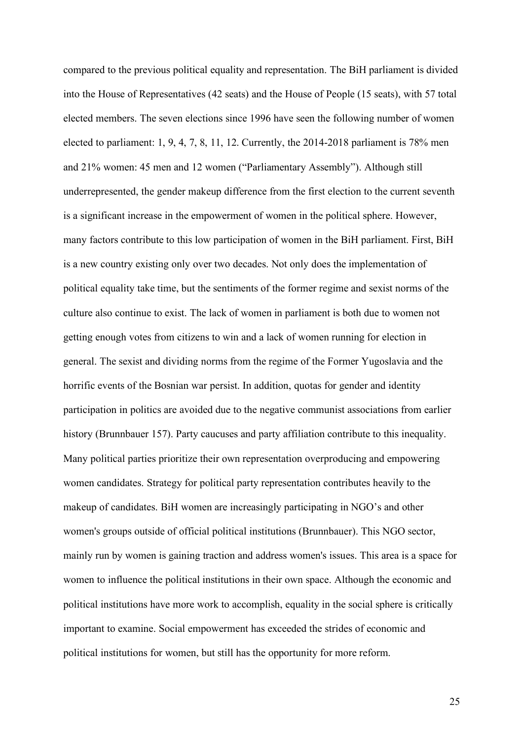compared to the previous political equality and representation. The BiH parliament is divided into the House of Representatives (42 seats) and the House of People (15 seats), with 57 total elected members. The seven elections since 1996 have seen the following number of women elected to parliament: 1, 9, 4, 7, 8, 11, 12. Currently, the 2014-2018 parliament is 78% men and 21% women: 45 men and 12 women ("Parliamentary Assembly"). Although still underrepresented, the gender makeup difference from the first election to the current seventh is a significant increase in the empowerment of women in the political sphere. However, many factors contribute to this low participation of women in the BiH parliament. First, BiH is a new country existing only over two decades. Not only does the implementation of political equality take time, but the sentiments of the former regime and sexist norms of the culture also continue to exist. The lack of women in parliament is both due to women not getting enough votes from citizens to win and a lack of women running for election in general. The sexist and dividing norms from the regime of the Former Yugoslavia and the horrific events of the Bosnian war persist. In addition, quotas for gender and identity participation in politics are avoided due to the negative communist associations from earlier history (Brunnbauer 157). Party caucuses and party affiliation contribute to this inequality. Many political parties prioritize their own representation overproducing and empowering women candidates. Strategy for political party representation contributes heavily to the makeup of candidates. BiH women are increasingly participating in NGO's and other women's groups outside of official political institutions (Brunnbauer). This NGO sector, mainly run by women is gaining traction and address women's issues. This area is a space for women to influence the political institutions in their own space. Although the economic and political institutions have more work to accomplish, equality in the social sphere is critically important to examine. Social empowerment has exceeded the strides of economic and political institutions for women, but still has the opportunity for more reform.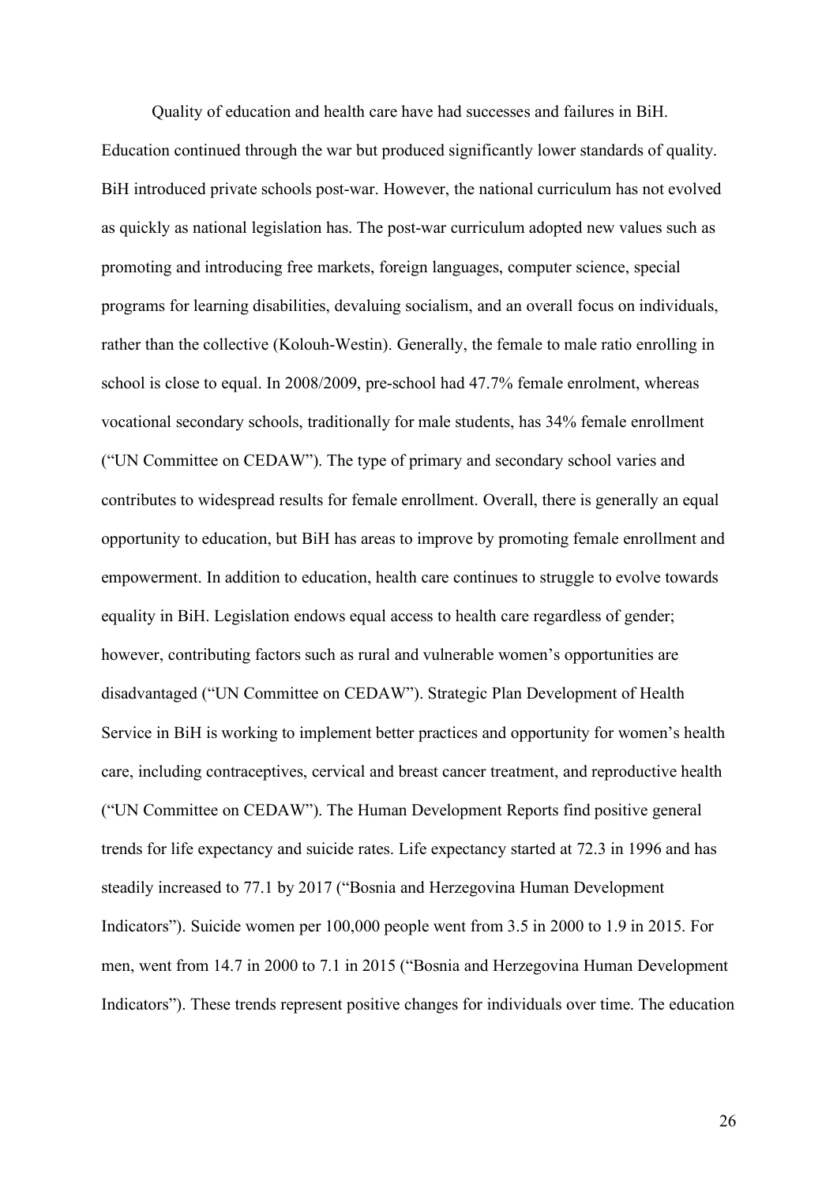Quality of education and health care have had successes and failures in BiH. Education continued through the war but produced significantly lower standards of quality. BiH introduced private schools post-war. However, the national curriculum has not evolved as quickly as national legislation has. The post-war curriculum adopted new values such as promoting and introducing free markets, foreign languages, computer science, special programs for learning disabilities, devaluing socialism, and an overall focus on individuals, rather than the collective (Kolouh-Westin). Generally, the female to male ratio enrolling in school is close to equal. In 2008/2009, pre-school had 47.7% female enrolment, whereas vocational secondary schools, traditionally for male students, has 34% female enrollment ("UN Committee on CEDAW"). The type of primary and secondary school varies and contributes to widespread results for female enrollment. Overall, there is generally an equal opportunity to education, but BiH has areas to improve by promoting female enrollment and empowerment. In addition to education, health care continues to struggle to evolve towards equality in BiH. Legislation endows equal access to health care regardless of gender; however, contributing factors such as rural and vulnerable women's opportunities are disadvantaged ("UN Committee on CEDAW"). Strategic Plan Development of Health Service in BiH is working to implement better practices and opportunity for women's health care, including contraceptives, cervical and breast cancer treatment, and reproductive health ("UN Committee on CEDAW"). The Human Development Reports find positive general trends for life expectancy and suicide rates. Life expectancy started at 72.3 in 1996 and has steadily increased to 77.1 by 2017 ("Bosnia and Herzegovina Human Development Indicators"). Suicide women per 100,000 people went from 3.5 in 2000 to 1.9 in 2015. For men, went from 14.7 in 2000 to 7.1 in 2015 ("Bosnia and Herzegovina Human Development Indicators"). These trends represent positive changes for individuals over time. The education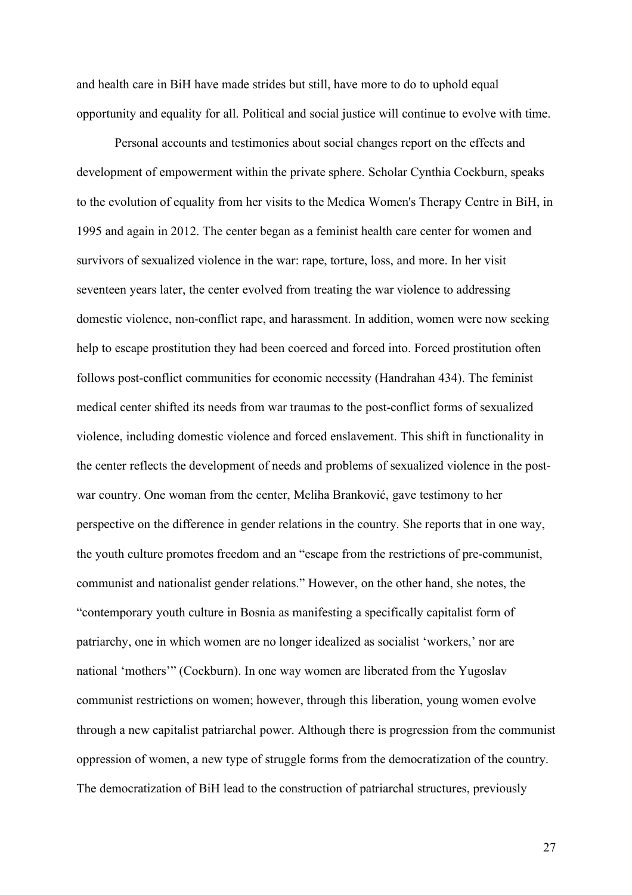and health care in BiH have made strides but still, have more to do to uphold equal opportunity and equality for all. Political and social justice will continue to evolve with time.

Personal accounts and testimonies about social changes report on the effects and development of empowerment within the private sphere. Scholar Cynthia Cockburn, speaks to the evolution of equality from her visits to the Medica Women's Therapy Centre in BiH, in 1995 and again in 2012. The center began as a feminist health care center for women and survivors of sexualized violence in the war: rape, torture, loss, and more. In her visit seventeen years later, the center evolved from treating the war violence to addressing domestic violence, non-conflict rape, and harassment. In addition, women were now seeking help to escape prostitution they had been coerced and forced into. Forced prostitution often follows post-conflict communities for economic necessity (Handrahan 434). The feminist medical center shifted its needs from war traumas to the post-conflict forms of sexualized violence, including domestic violence and forced enslavement. This shift in functionality in the center reflects the development of needs and problems of sexualized violence in the post-war country. One woman from the center, Meliha Branković, gave testimony to her perspective on the difference in gender relations in the country. She reports that in one way, the youth culture promotes freedom and an "escape from the restrictions of pre-communist, communist and nationalist gender relations." However, on the other hand, she notes, the "contemporary youth culture in Bosnia as manifesting a specifically capitalist form of patriarchy, one in which women are no longer idealized as socialist 'workers,' nor are national 'mothers'" (Cockburn). In one way women are liberated from the Yugoslav communist restrictions on women; however, through this liberation, young women evolve through a new capitalist patriarchal power. Although there is progression from the communist oppression of women, a new type of struggle forms from the democratization of the country. The democratization of BiH lead to the construction of patriarchal structures, previously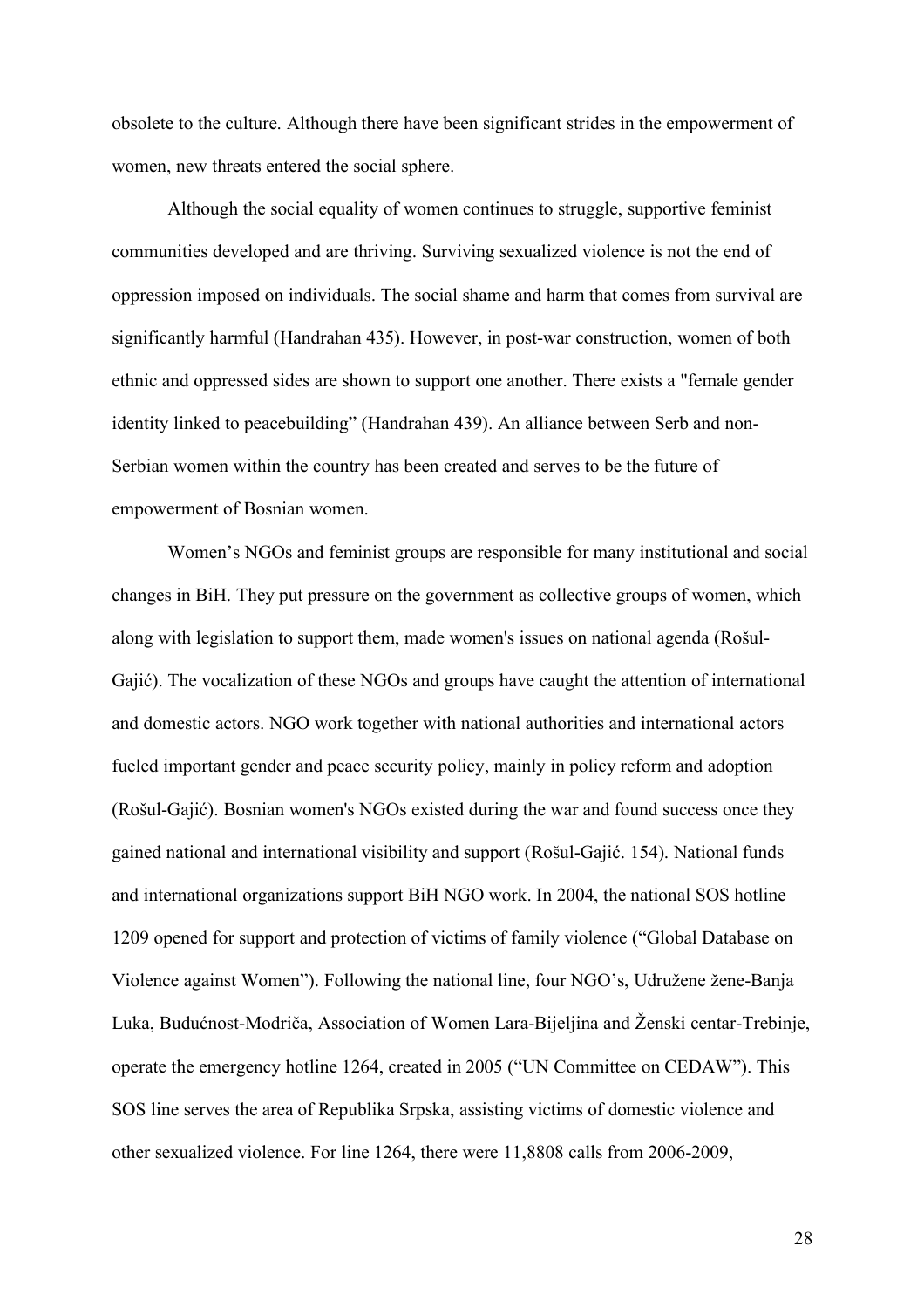obsolete to the culture. Although there have been significant strides in the empowerment of women, new threats entered the social sphere.

Although the social equality of women continues to struggle, supportive feminist communities developed and are thriving. Surviving sexualized violence is not the end of oppression imposed on individuals. The social shame and harm that comes from survival are significantly harmful (Handrahan 435). However, in post-war construction, women of both ethnic and oppressed sides are shown to support one another. There exists a "female gender identity linked to peacebuilding" (Handrahan 439). An alliance between Serb and non-Serbian women within the country has been created and serves to be the future of empowerment of Bosnian women.

Women's NGOs and feminist groups are responsible for many institutional and social changes in BiH. They put pressure on the government as collective groups of women, which along with legislation to support them, made women's issues on national agenda (Rošul-Gajić). The vocalization of these NGOs and groups have caught the attention of international and domestic actors. NGO work together with national authorities and international actors fueled important gender and peace security policy, mainly in policy reform and adoption (Rošul-Gajić). Bosnian women's NGOs existed during the war and found success once they gained national and international visibility and support (Rošul-Gajić. 154). National funds and international organizations support BiH NGO work. In 2004, the national SOS hotline 1209 opened for support and protection of victims of family violence ("Global Database on Violence against Women"). Following the national line, four NGO's, Udružene žene-Banja Luka, Budućnost-Modriča, Association of Women Lara-Bijeljina and Ženski centar-Trebinje, operate the emergency hotline 1264, created in 2005 ("UN Committee on CEDAW"). This SOS line serves the area of Republika Srpska, assisting victims of domestic violence and other sexualized violence. For line 1264, there were 11,8808 calls from 2006-2009,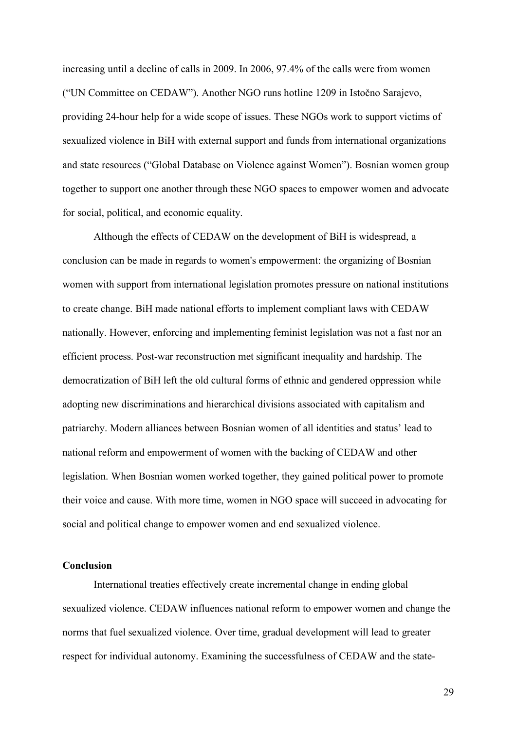increasing until a decline of calls in 2009. In 2006, 97.4% of the calls were from women ("UN Committee on CEDAW"). Another NGO runs hotline 1209 in Istočno Sarajevo, providing 24-hour help for a wide scope of issues. These NGOs work to support victims of sexualized violence in BiH with external support and funds from international organizations and state resources ("Global Database on Violence against Women"). Bosnian women group together to support one another through these NGO spaces to empower women and advocate for social, political, and economic equality.

Although the effects of CEDAW on the development of BiH is widespread, a conclusion can be made in regards to women's empowerment: the organizing of Bosnian women with support from international legislation promotes pressure on national institutions to create change. BiH made national efforts to implement compliant laws with CEDAW nationally. However, enforcing and implementing feminist legislation was not a fast nor an efficient process. Post-war reconstruction met significant inequality and hardship. The democratization of BiH left the old cultural forms of ethnic and gendered oppression while adopting new discriminations and hierarchical divisions associated with capitalism and patriarchy. Modern alliances between Bosnian women of all identities and status' lead to national reform and empowerment of women with the backing of CEDAW and other legislation. When Bosnian women worked together, they gained political power to promote their voice and cause. With more time, women in NGO space will succeed in advocating for social and political change to empower women and end sexualized violence.

**Conclusion**

International treaties effectively create incremental change in ending global sexualized violence. CEDAW influences national reform to empower women and change the norms that fuel sexualized violence. Over time, gradual development will lead to greater respect for individual autonomy. Examining the successfulness of CEDAW and the state-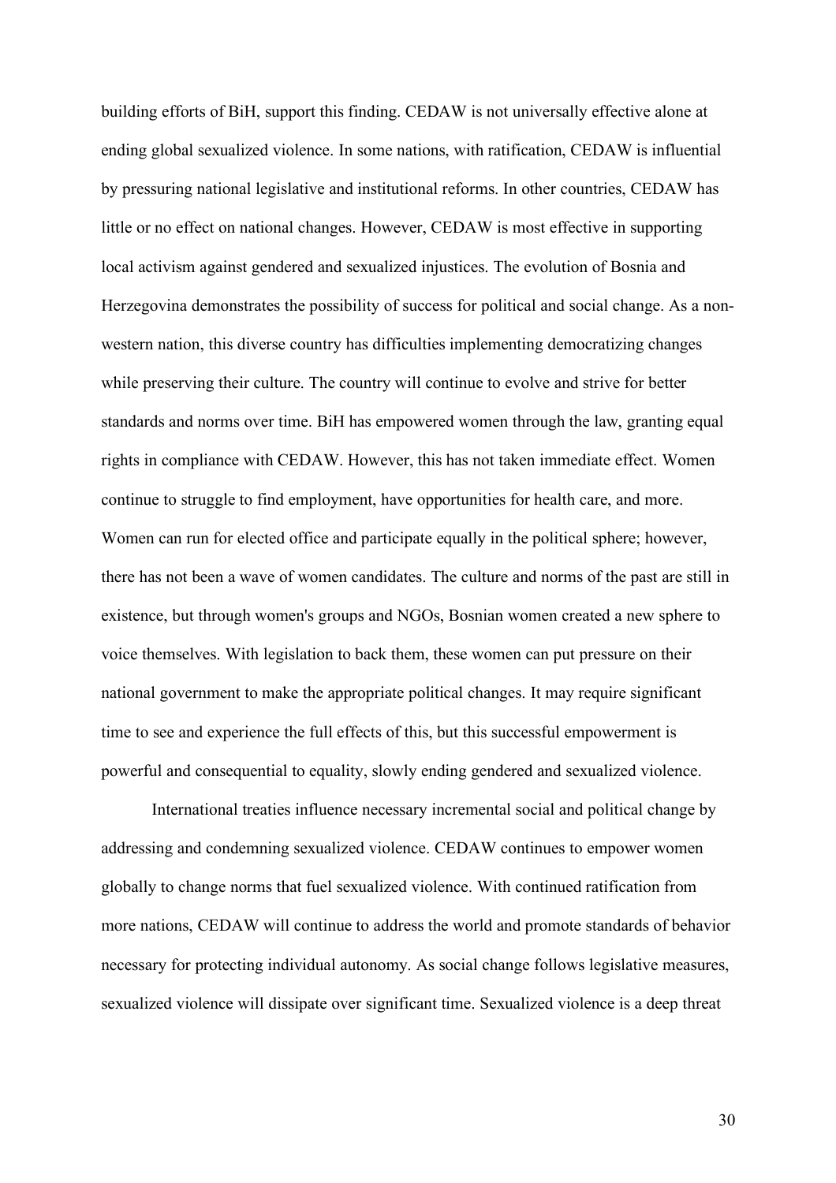building efforts of BiH, support this finding. CEDAW is not universally effective alone at ending global sexualized violence. In some nations, with ratification, CEDAW is influential by pressuring national legislative and institutional reforms. In other countries, CEDAW has little or no effect on national changes. However, CEDAW is most effective in supporting local activism against gendered and sexualized injustices. The evolution of Bosnia and Herzegovina demonstrates the possibility of success for political and social change. As a non-western nation, this diverse country has difficulties implementing democratizing changes while preserving their culture. The country will continue to evolve and strive for better standards and norms over time. BiH has empowered women through the law, granting equal rights in compliance with CEDAW. However, this has not taken immediate effect. Women continue to struggle to find employment, have opportunities for health care, and more. Women can run for elected office and participate equally in the political sphere; however, there has not been a wave of women candidates. The culture and norms of the past are still in existence, but through women's groups and NGOs, Bosnian women created a new sphere to voice themselves. With legislation to back them, these women can put pressure on their national government to make the appropriate political changes. It may require significant time to see and experience the full effects of this, but this successful empowerment is powerful and consequential to equality, slowly ending gendered and sexualized violence.

International treaties influence necessary incremental social and political change by addressing and condemning sexualized violence. CEDAW continues to empower women globally to change norms that fuel sexualized violence. With continued ratification from more nations, CEDAW will continue to address the world and promote standards of behavior necessary for protecting individual autonomy. As social change follows legislative measures, sexualized violence will dissipate over significant time. Sexualized violence is a deep threat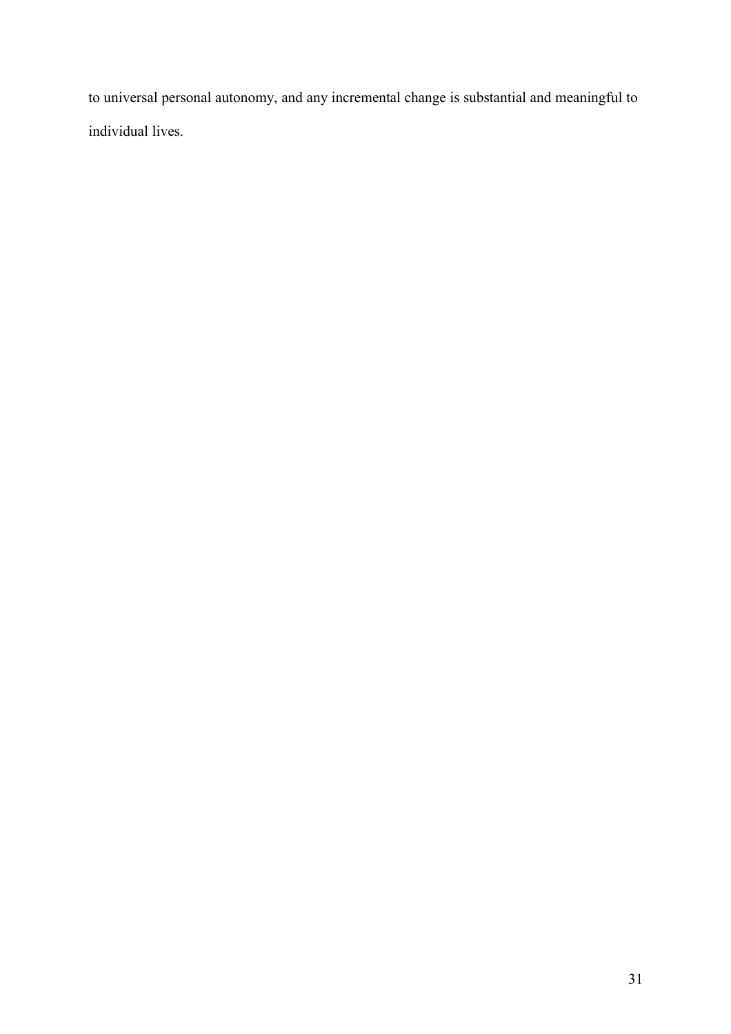to universal personal autonomy, and any incremental change is substantial and meaningful to individual lives.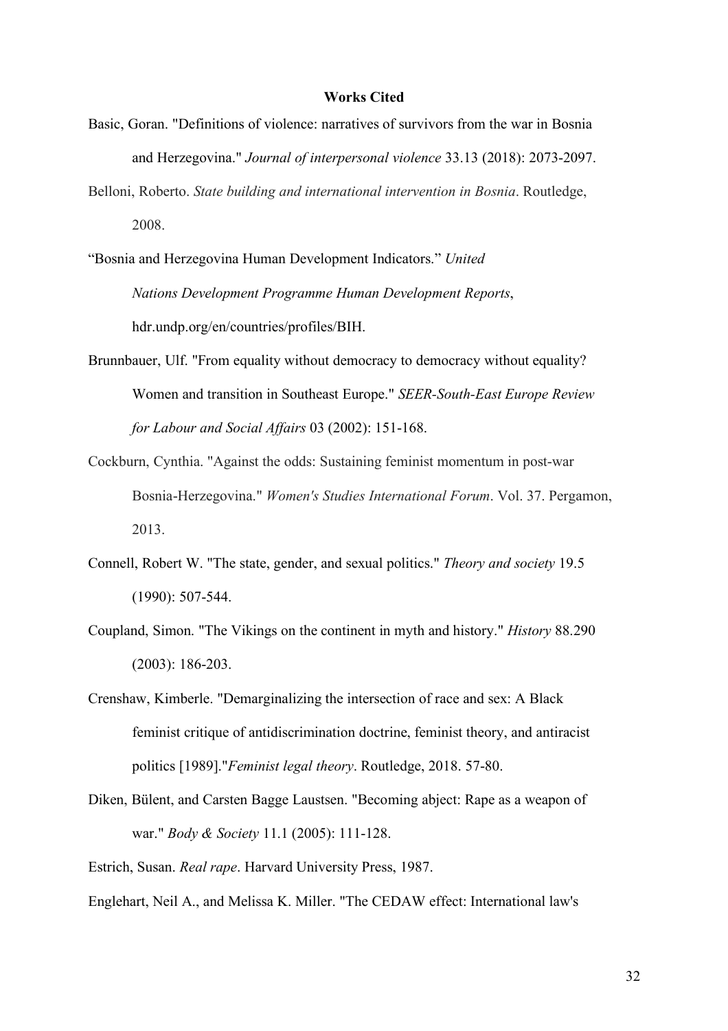**Works Cited**

Basic, Goran. "Definitions of violence: narratives of survivors from the war in Bosnia and Herzegovina." *Journal of interpersonal violence* 33.13 (2018): 2073-2097.

Belloni, Roberto. *State building and international intervention in Bosnia*. Routledge, 2008.

"Bosnia and Herzegovina Human Development Indicators." *United Nations Development Programme Human Development Reports*, hdr.undp.org/en/countries/profiles/BIH.

Brunnbauer, Ulf. "From equality without democracy to democracy without equality? Women and transition in Southeast Europe." *SEER-South-East Europe Review for Labour and Social Affairs* 03 (2002): 151-168.

Cockburn, Cynthia. "Against the odds: Sustaining feminist momentum in post-war Bosnia-Herzegovina." *Women's Studies International Forum*. Vol. 37. Pergamon, 2013.

Connell, Robert W. "The state, gender, and sexual politics." *Theory and society* 19.5 (1990): 507-544.

Coupland, Simon. "The Vikings on the continent in myth and history." *History* 88.290 (2003): 186-203.

Crenshaw, Kimberle. "Demarginalizing the intersection of race and sex: A Black feminist critique of antidiscrimination doctrine, feminist theory, and antiracist politics [1989]."*Feminist legal theory*. Routledge, 2018. 57-80.

Diken, Bülent, and Carsten Bagge Laustsen. "Becoming abject: Rape as a weapon of war." *Body & Society* 11.1 (2005): 111-128.

Estrich, Susan. *Real rape*. Harvard University Press, 1987.

Englehart, Neil A., and Melissa K. Miller. "The CEDAW effect: International law's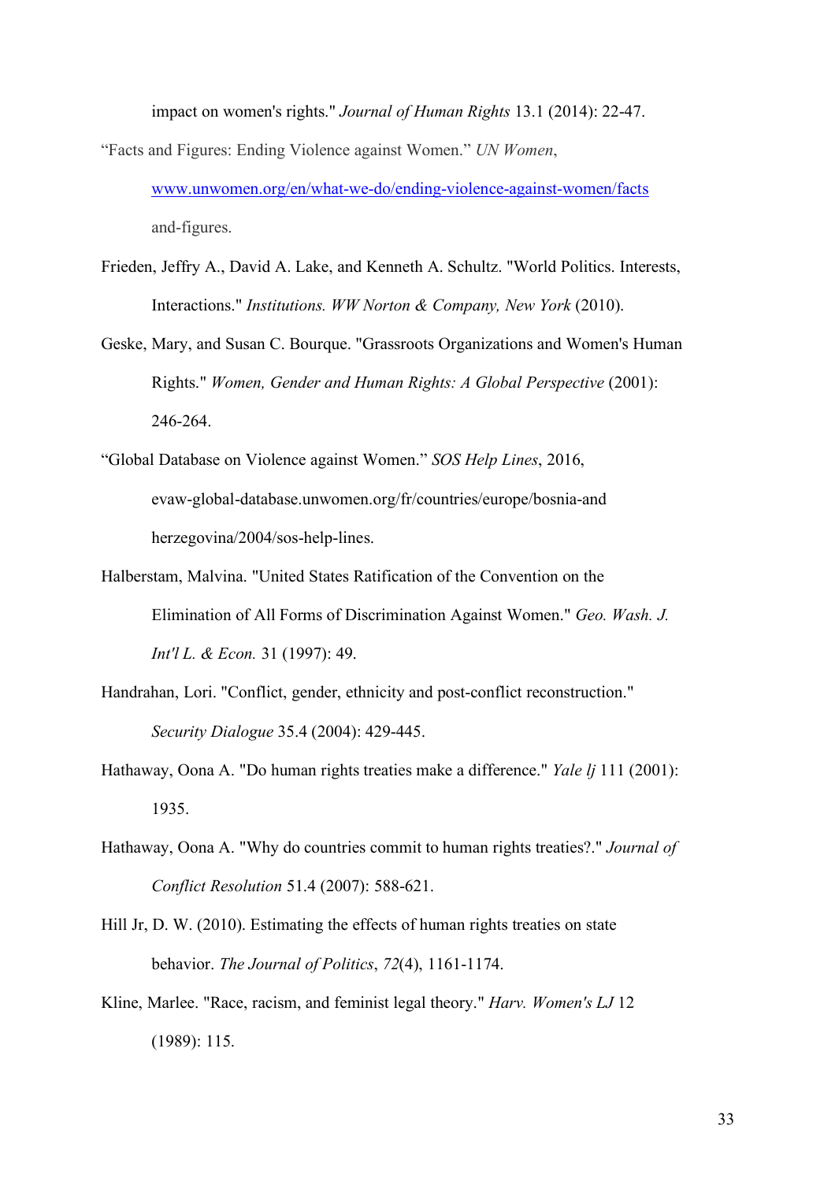impact on women's rights." *Journal of Human Rights* 13.1 (2014): 22-47.

"Facts and Figures: Ending Violence against Women." *UN Women*, www.unwomen.org/en/what-we-do/ending-violence-against-women/facts and-figures.

Frieden, Jeffry A., David A. Lake, and Kenneth A. Schultz. "World Politics. Interests, Interactions." *Institutions. WW Norton & Company, New York* (2010).

Geske, Mary, and Susan C. Bourque. "Grassroots Organizations and Women's Human Rights." *Women, Gender and Human Rights: A Global Perspective* (2001): 246-264.

"Global Database on Violence against Women." *SOS Help Lines*, 2016, evaw-global-database.unwomen.org/fr/countries/europe/bosnia-and herzegovina/2004/sos-help-lines.

Halberstam, Malvina. "United States Ratification of the Convention on the Elimination of All Forms of Discrimination Against Women." *Geo. Wash. J. Int'l L. & Econ.* 31 (1997): 49.

Handrahan, Lori. "Conflict, gender, ethnicity and post-conflict reconstruction." *Security Dialogue* 35.4 (2004): 429-445.

Hathaway, Oona A. "Do human rights treaties make a difference." *Yale lj* 111 (2001): 1935.

Hathaway, Oona A. "Why do countries commit to human rights treaties?." *Journal of Conflict Resolution* 51.4 (2007): 588-621.

Hill Jr, D. W. (2010). Estimating the effects of human rights treaties on state behavior. *The Journal of Politics*, *72*(4), 1161-1174.

Kline, Marlee. "Race, racism, and feminist legal theory." *Harv. Women's LJ* 12 (1989): 115.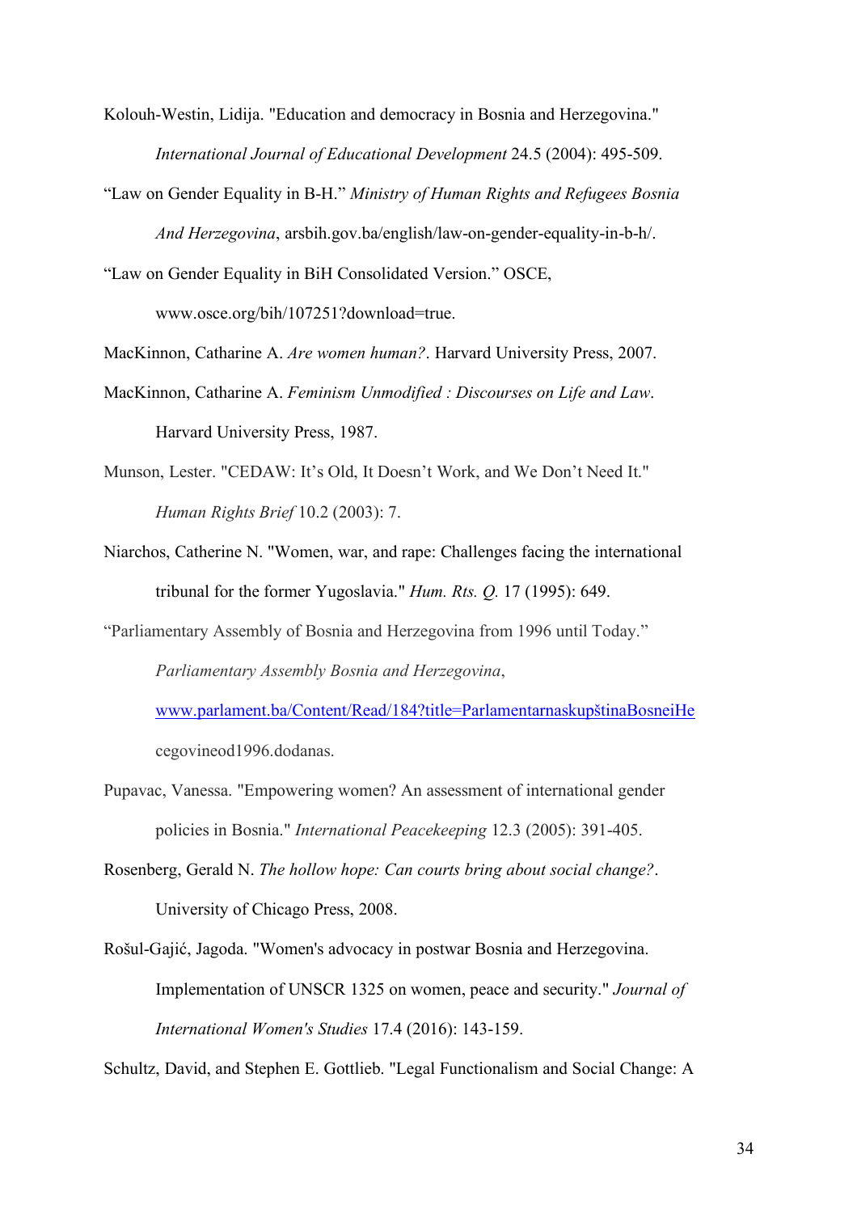Kolouh-Westin, Lidija. "Education and democracy in Bosnia and Herzegovina." *International Journal of Educational Development* 24.5 (2004): 495-509.

"Law on Gender Equality in B-H." *Ministry of Human Rights and Refugees Bosnia And Herzegovina*, arsbih.gov.ba/english/law-on-gender-equality-in-b-h/.

"Law on Gender Equality in BiH Consolidated Version." OSCE, www.osce.org/bih/107251?download=true.

MacKinnon, Catharine A. *Are women human?*. Harvard University Press, 2007.

MacKinnon, Catharine A. *Feminism Unmodified : Discourses on Life and Law*. Harvard University Press, 1987.

Munson, Lester. "CEDAW: It's Old, It Doesn't Work, and We Don't Need It." *Human Rights Brief* 10.2 (2003): 7.

Niarchos, Catherine N. "Women, war, and rape: Challenges facing the international tribunal for the former Yugoslavia." *Hum. Rts. Q.* 17 (1995): 649.

"Parliamentary Assembly of Bosnia and Herzegovina from 1996 until Today." *Parliamentary Assembly Bosnia and Herzegovina*, www.parlament.ba/Content/Read/184?title=ParlamentarnaskupštinaBosneiHecegovineod1996.dodanas.

Pupavac, Vanessa. "Empowering women? An assessment of international gender policies in Bosnia." *International Peacekeeping* 12.3 (2005): 391-405.

Rosenberg, Gerald N. *The hollow hope: Can courts bring about social change?*. University of Chicago Press, 2008.

Rošul-Gajić, Jagoda. "Women's advocacy in postwar Bosnia and Herzegovina. Implementation of UNSCR 1325 on women, peace and security." *Journal of International Women's Studies* 17.4 (2016): 143-159.

Schultz, David, and Stephen E. Gottlieb. "Legal Functionalism and Social Change: A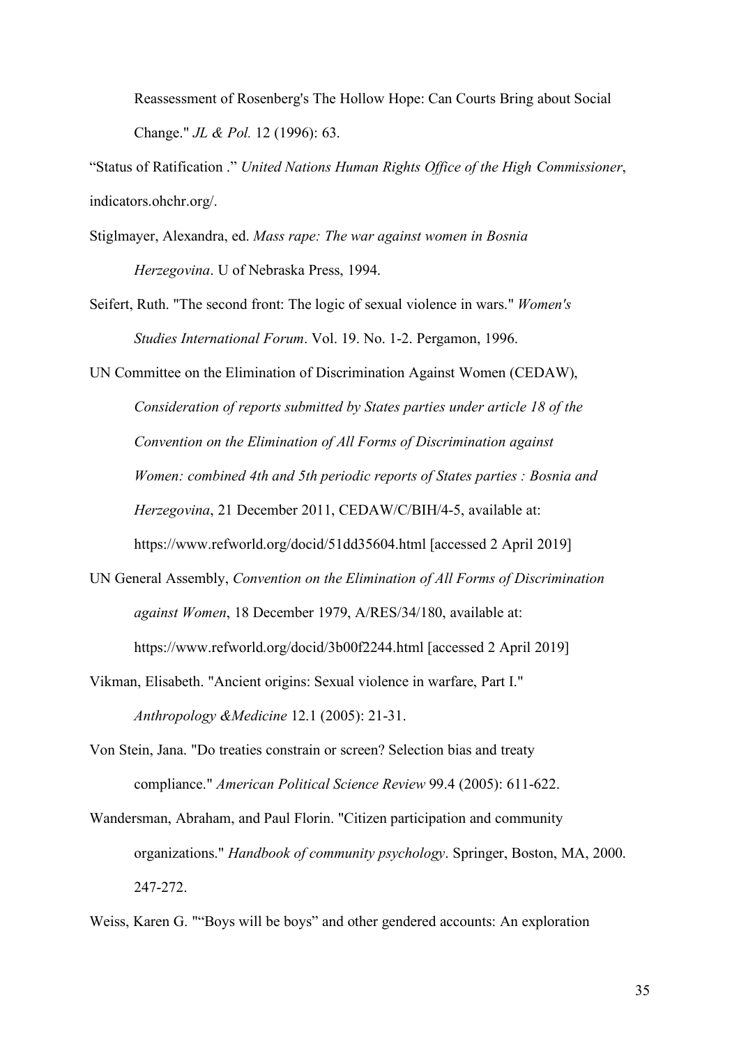Reassessment of Rosenberg's The Hollow Hope: Can Courts Bring about Social Change." *JL & Pol.* 12 (1996): 63.

"Status of Ratification ." *United Nations Human Rights Office of the High Commissioner*, indicators.ohchr.org/.

Stiglmayer, Alexandra, ed. *Mass rape: The war against women in Bosnia Herzegovina*. U of Nebraska Press, 1994.

Seifert, Ruth. "The second front: The logic of sexual violence in wars." *Women's Studies International Forum*. Vol. 19. No. 1-2. Pergamon, 1996.

UN Committee on the Elimination of Discrimination Against Women (CEDAW), *Consideration of reports submitted by States parties under article 18 of the Convention on the Elimination of All Forms of Discrimination against Women: combined 4th and 5th periodic reports of States parties : Bosnia and Herzegovina*, 21 December 2011, CEDAW/C/BIH/4-5, available at: https://www.refworld.org/docid/51dd35604.html [accessed 2 April 2019]

UN General Assembly, *Convention on the Elimination of All Forms of Discrimination against Women*, 18 December 1979, A/RES/34/180, available at: https://www.refworld.org/docid/3b00f2244.html [accessed 2 April 2019]

Vikman, Elisabeth. "Ancient origins: Sexual violence in warfare, Part I." *Anthropology &Medicine* 12.1 (2005): 21-31.

Von Stein, Jana. "Do treaties constrain or screen? Selection bias and treaty compliance." *American Political Science Review* 99.4 (2005): 611-622.

Wandersman, Abraham, and Paul Florin. "Citizen participation and community organizations." *Handbook of community psychology*. Springer, Boston, MA, 2000. 247-272.

Weiss, Karen G. ""Boys will be boys" and other gendered accounts: An exploration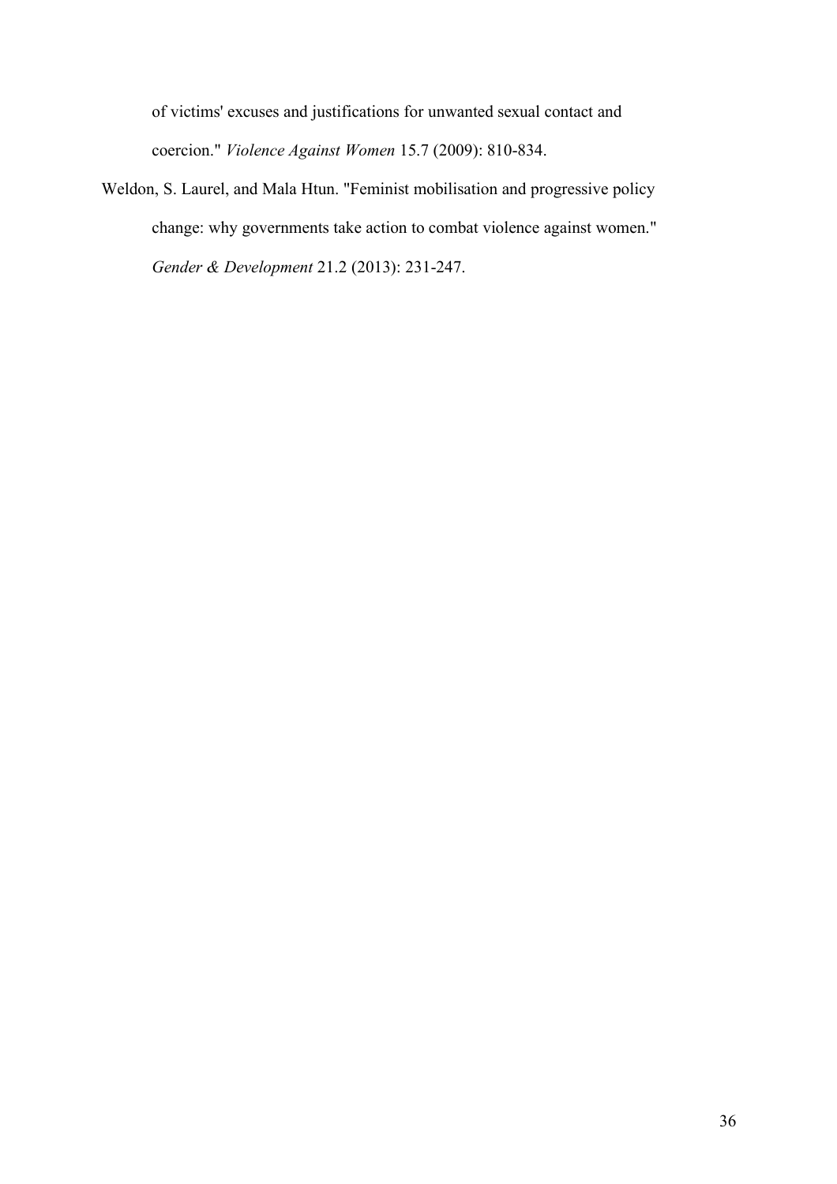of victims' excuses and justifications for unwanted sexual contact and coercion." *Violence Against Women* 15.7 (2009): 810-834.

Weldon, S. Laurel, and Mala Htun. "Feminist mobilisation and progressive policy change: why governments take action to combat violence against women." *Gender & Development* 21.2 (2013): 231-247.